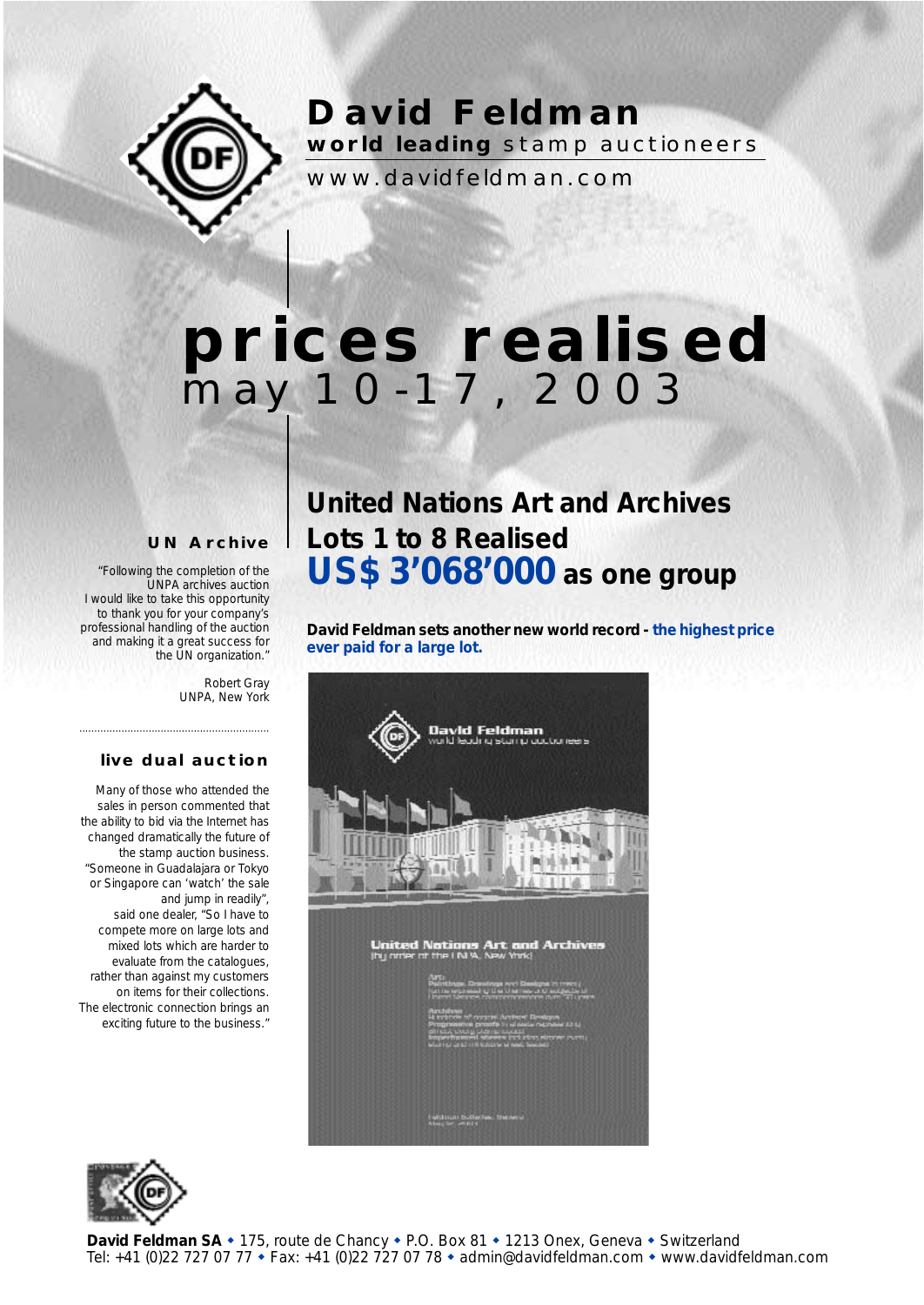# David Feldman

**world leading** stamp auctioneers

www.davidfeldman.com

# prices realised

may 10-17, 2003

## United Nations Art and Archives Lots 1 to 8 Realised US$ 3'068'000 as one group

**David Feldman sets another new world record - the highest price ever paid for a large lot.**

### UN Archive

"Following the completion of the UNPA archives auction I would like to take this opportunity to thank you for your company's professional handling of the auction and making it a great success for the UN organization."

Robert Gray
UNPA, New York

### live dual auction

Many of those who attended the sales in person commented that the ability to bid via the Internet has changed dramatically the future of the stamp auction business. "Someone in Guadalajara or Tokyo or Singapore can 'watch' the sale and jump in readily", said one dealer, "So I have to compete more on large lots and mixed lots which are harder to evaluate from the catalogues, rather than against my customers on items for their collections. The electronic connection brings an exciting future to the business."

**David Feldman SA** • 175, route de Chancy • P.O. Box 81 • 1213 Onex, Geneva • Switzerland
Tel: +41 (0)22 727 07 77 • Fax: +41 (0)22 727 07 78 • admin@davidfeldman.com • www.davidfeldman.com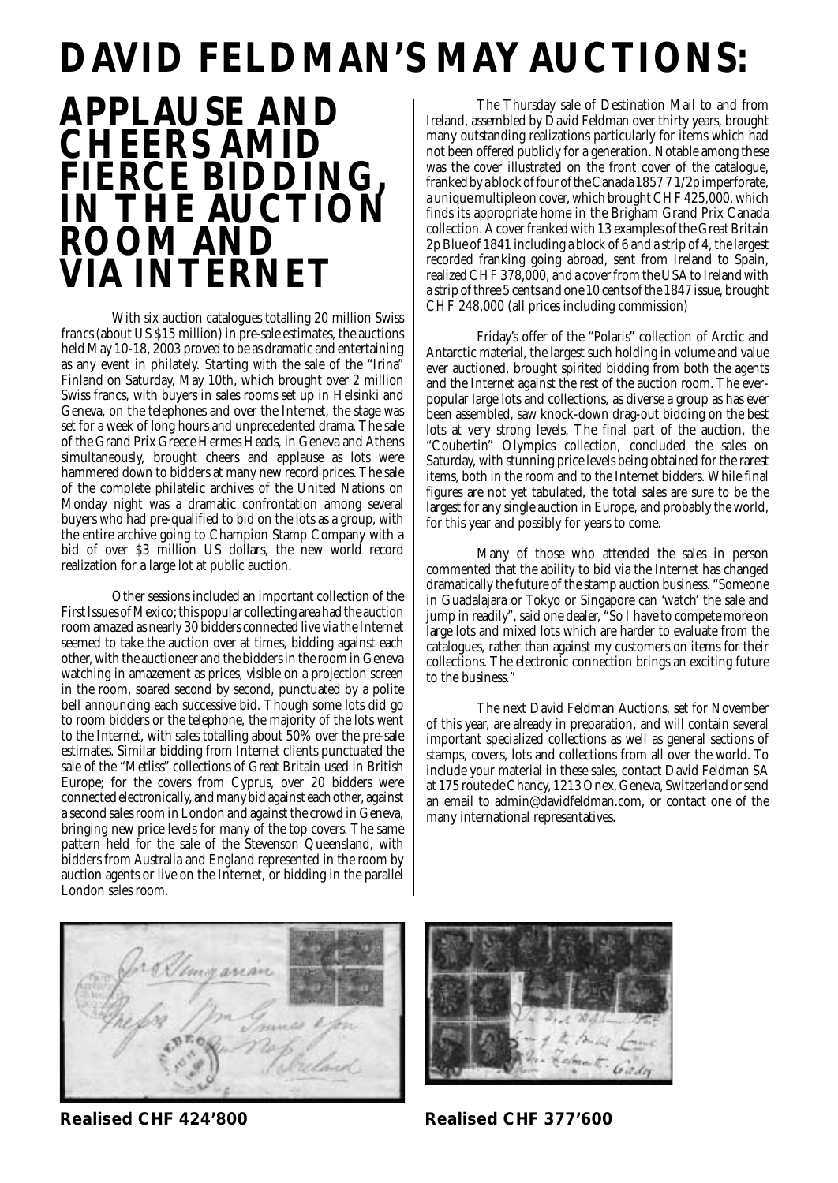# DAVID FELDMAN'S MAY AUCTIONS:

## APPLAUSE AND CHEERS AMID FIERCE BIDDING, IN THE AUCTION ROOM AND VIA INTERNET

With six auction catalogues totalling 20 million Swiss francs (about US $15 million) in pre-sale estimates, the auctions held May 10-18, 2003 proved to be as dramatic and entertaining as any event in philately. Starting with the sale of the "Irina" Finland on Saturday, May 10th, which brought over 2 million Swiss francs, with buyers in sales rooms set up in Helsinki and Geneva, on the telephones and over the Internet, the stage was set for a week of long hours and unprecedented drama. The sale of the Grand Prix Greece Hermes Heads, in Geneva and Athens simultaneously, brought cheers and applause as lots were hammered down to bidders at many new record prices. The sale of the complete philatelic archives of the United Nations on Monday night was a dramatic confrontation among several buyers who had pre-qualified to bid on the lots as a group, with the entire archive going to Champion Stamp Company with a bid of over $3 million US dollars, the new world record realization for a large lot at public auction.

Other sessions included an important collection of the First Issues of Mexico; this popular collecting area had the auction room amazed as nearly 30 bidders connected live via the Internet seemed to take the auction over at times, bidding against each other, with the auctioneer and the bidders in the room in Geneva watching in amazement as prices, visible on a projection screen in the room, soared second by second, punctuated by a polite bell announcing each successive bid. Though some lots did go to room bidders or the telephone, the majority of the lots went to the Internet, with sales totalling about 50% over the pre-sale estimates. Similar bidding from Internet clients punctuated the sale of the "Metliss" collections of Great Britain used in British Europe; for the covers from Cyprus, over 20 bidders were connected electronically, and many bid against each other, against a second sales room in London and against the crowd in Geneva, bringing new price levels for many of the top covers. The same pattern held for the sale of the Stevenson Queensland, with bidders from Australia and England represented in the room by auction agents or live on the Internet, or bidding in the parallel London sales room.

The Thursday sale of Destination Mail to and from Ireland, assembled by David Feldman over thirty years, brought many outstanding realizations particularly for items which had not been offered publicly for a generation. Notable among these was the cover illustrated on the front cover of the catalogue, franked by a block of four of the Canada 1857 7 1/2p imperforate, a unique multiple on cover, which brought CHF 425,000, which finds its appropriate home in the Brigham Grand Prix Canada collection. A cover franked with 13 examples of the Great Britain 2p Blue of 1841 including a block of 6 and a strip of 4, the largest recorded franking going abroad, sent from Ireland to Spain, realized CHF 378,000, and a cover from the USA to Ireland with a strip of three 5 cents and one 10 cents of the 1847 issue, brought CHF 248,000 (all prices including commission)

Friday's offer of the "Polaris" collection of Arctic and Antarctic material, the largest such holding in volume and value ever auctioned, brought spirited bidding from both the agents and the Internet against the rest of the auction room. The ever-popular large lots and collections, as diverse a group as has ever been assembled, saw knock-down drag-out bidding on the best lots at very strong levels. The final part of the auction, the "Coubertin" Olympics collection, concluded the sales on Saturday, with stunning price levels being obtained for the rarest items, both in the room and to the Internet bidders. While final figures are not yet tabulated, the total sales are sure to be the largest for any single auction in Europe, and probably the world, for this year and possibly for years to come.

Many of those who attended the sales in person commented that the ability to bid via the Internet has changed dramatically the future of the stamp auction business. "Someone in Guadalajara or Tokyo or Singapore can 'watch' the sale and jump in readily", said one dealer, "So I have to compete more on large lots and mixed lots which are harder to evaluate from the catalogues, rather than against my customers on items for their collections. The electronic connection brings an exciting future to the business."

The next David Feldman Auctions, set for November of this year, are already in preparation, and will contain several important specialized collections as well as general sections of stamps, covers, lots and collections from all over the world. To include your material in these sales, contact David Feldman SA at 175 route de Chancy, 1213 Onex, Geneva, Switzerland or send an email to admin@davidfeldman.com, or contact one of the many international representatives.

**Realised CHF 424'800**

**Realised CHF 377'600**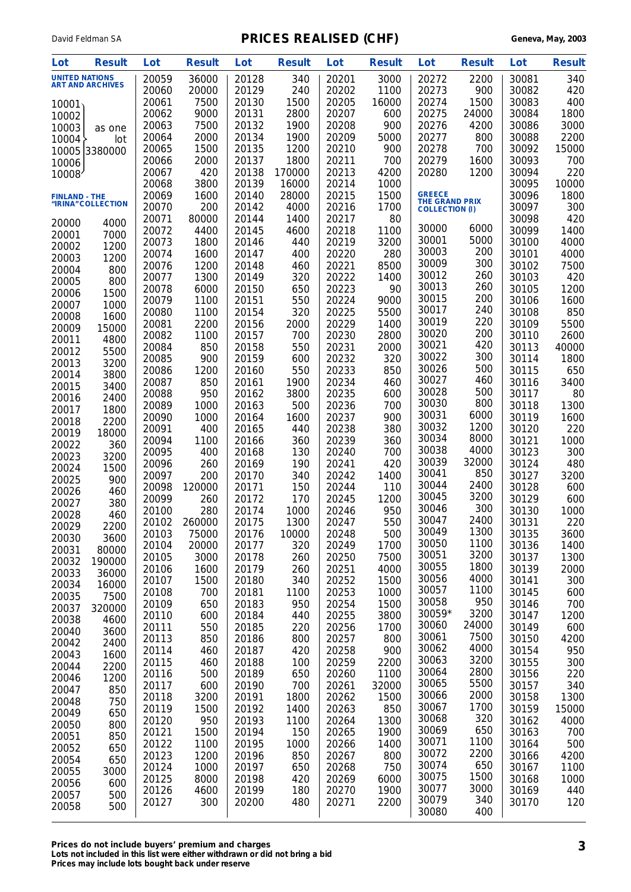# PRICES REALISED (CHF)

David Feldman SA — Geneva, May, 2003

### UNITED NATIONS ART AND ARCHIVES

| Lot | Result |
|---|---|
| 10001, 10002, 10003, 10004, 10005, 10006, 10008 | as one lot 3380000 |

### FINLAND - THE "IRINA" COLLECTION

| Lot | Result |
|---|---|
| 20000 | 4000 |
| 20001 | 7000 |
| 20002 | 1200 |
| 20003 | 1200 |
| 20004 | 800 |
| 20005 | 800 |
| 20006 | 1500 |
| 20007 | 1000 |
| 20008 | 1600 |
| 20009 | 15000 |
| 20011 | 4800 |
| 20012 | 5500 |
| 20013 | 3200 |
| 20014 | 3800 |
| 20015 | 3400 |
| 20016 | 2400 |
| 20017 | 1800 |
| 20018 | 2200 |
| 20019 | 18000 |
| 20022 | 360 |
| 20023 | 3200 |
| 20024 | 1500 |
| 20025 | 900 |
| 20026 | 460 |
| 20027 | 380 |
| 20028 | 460 |
| 20029 | 2200 |
| 20030 | 3600 |
| 20031 | 80000 |
| 20032 | 190000 |
| 20033 | 36000 |
| 20034 | 16000 |
| 20035 | 7500 |
| 20037 | 320000 |
| 20038 | 4600 |
| 20040 | 3600 |
| 20042 | 2400 |
| 20043 | 1600 |
| 20044 | 2200 |
| 20046 | 1200 |
| 20047 | 850 |
| 20048 | 750 |
| 20049 | 650 |
| 20050 | 800 |
| 20051 | 850 |
| 20052 | 650 |
| 20054 | 650 |
| 20055 | 3000 |
| 20056 | 600 |
| 20057 | 500 |
| 20058 | 500 |
| 20059 | 36000 |
| 20060 | 20000 |
| 20061 | 7500 |
| 20062 | 9000 |
| 20063 | 7500 |
| 20064 | 2000 |
| 20065 | 1500 |
| 20066 | 2000 |
| 20067 | 420 |
| 20068 | 3800 |
| 20069 | 1600 |
| 20070 | 200 |
| 20071 | 80000 |
| 20072 | 4400 |
| 20073 | 1800 |
| 20074 | 1600 |
| 20076 | 1200 |
| 20077 | 1300 |
| 20078 | 6000 |
| 20079 | 1100 |
| 20080 | 1100 |
| 20081 | 2200 |
| 20082 | 1100 |
| 20084 | 850 |
| 20085 | 900 |
| 20086 | 1200 |
| 20087 | 850 |
| 20088 | 950 |
| 20089 | 1000 |
| 20090 | 1000 |
| 20091 | 400 |
| 20094 | 1100 |
| 20095 | 400 |
| 20096 | 260 |
| 20097 | 200 |
| 20098 | 120000 |
| 20099 | 260 |
| 20100 | 280 |
| 20102 | 260000 |
| 20103 | 75000 |
| 20104 | 20000 |
| 20105 | 3000 |
| 20106 | 1600 |
| 20107 | 1500 |
| 20108 | 700 |
| 20109 | 650 |
| 20110 | 600 |
| 20111 | 550 |
| 20113 | 850 |
| 20114 | 460 |
| 20115 | 460 |
| 20116 | 500 |
| 20117 | 600 |
| 20118 | 3200 |
| 20119 | 1500 |
| 20120 | 950 |
| 20121 | 1500 |
| 20122 | 1100 |
| 20123 | 1200 |
| 20124 | 1000 |
| 20125 | 8000 |
| 20126 | 4600 |
| 20127 | 300 |
| 20128 | 340 |
| 20129 | 240 |
| 20130 | 1500 |
| 20131 | 2800 |
| 20132 | 1900 |
| 20134 | 1900 |
| 20135 | 1200 |
| 20137 | 1800 |
| 20138 | 170000 |
| 20139 | 16000 |
| 20140 | 28000 |
| 20142 | 4000 |
| 20144 | 1400 |
| 20145 | 4600 |
| 20146 | 440 |
| 20147 | 400 |
| 20148 | 460 |
| 20149 | 320 |
| 20150 | 650 |
| 20151 | 550 |
| 20154 | 320 |
| 20156 | 2000 |
| 20157 | 700 |
| 20158 | 550 |
| 20159 | 600 |
| 20160 | 550 |
| 20161 | 1900 |
| 20162 | 3800 |
| 20163 | 500 |
| 20164 | 1600 |
| 20165 | 440 |
| 20166 | 360 |
| 20168 | 130 |
| 20169 | 190 |
| 20170 | 340 |
| 20171 | 150 |
| 20172 | 170 |
| 20174 | 1000 |
| 20175 | 1300 |
| 20176 | 10000 |
| 20177 | 320 |
| 20178 | 260 |
| 20179 | 260 |
| 20180 | 340 |
| 20181 | 1100 |
| 20183 | 950 |
| 20184 | 440 |
| 20185 | 220 |
| 20186 | 800 |
| 20187 | 420 |
| 20188 | 100 |
| 20189 | 650 |
| 20190 | 700 |
| 20191 | 1800 |
| 20192 | 1400 |
| 20193 | 1100 |
| 20194 | 150 |
| 20195 | 1000 |
| 20196 | 850 |
| 20197 | 650 |
| 20198 | 420 |
| 20199 | 180 |
| 20200 | 480 |
| 20201 | 3000 |
| 20202 | 1100 |
| 20205 | 16000 |
| 20207 | 600 |
| 20208 | 900 |
| 20209 | 5000 |
| 20210 | 900 |
| 20211 | 700 |
| 20213 | 4200 |
| 20214 | 1000 |
| 20215 | 1500 |
| 20216 | 1700 |
| 20217 | 80 |
| 20218 | 1100 |
| 20219 | 3200 |
| 20220 | 280 |
| 20221 | 8500 |
| 20222 | 1400 |
| 20223 | 90 |
| 20224 | 9000 |
| 20225 | 5500 |
| 20229 | 1400 |
| 20230 | 2800 |
| 20231 | 2000 |
| 20232 | 320 |
| 20233 | 850 |
| 20234 | 460 |
| 20235 | 600 |
| 20236 | 700 |
| 20237 | 900 |
| 20238 | 380 |
| 20239 | 360 |
| 20240 | 700 |
| 20241 | 420 |
| 20242 | 1400 |
| 20244 | 110 |
| 20245 | 1200 |
| 20246 | 950 |
| 20247 | 550 |
| 20248 | 500 |
| 20249 | 1700 |
| 20250 | 7500 |
| 20251 | 4000 |
| 20252 | 1500 |
| 20253 | 1000 |
| 20254 | 1500 |
| 20255 | 3800 |
| 20256 | 1700 |
| 20257 | 800 |
| 20258 | 900 |
| 20259 | 2200 |
| 20260 | 1100 |
| 20261 | 32000 |
| 20262 | 1500 |
| 20263 | 850 |
| 20264 | 1300 |
| 20265 | 1900 |
| 20266 | 1400 |
| 20267 | 800 |
| 20268 | 750 |
| 20269 | 6000 |
| 20270 | 1900 |
| 20271 | 2200 |
| 20272 | 2200 |
| 20273 | 900 |
| 20274 | 1500 |
| 20275 | 24000 |
| 20276 | 4200 |
| 20277 | 800 |
| 20278 | 700 |
| 20279 | 1600 |
| 20280 | 1200 |

### GREECE THE GRAND PRIX COLLECTION (I)

| Lot | Result |
|---|---|
| 30000 | 6000 |
| 30001 | 5000 |
| 30003 | 200 |
| 30009 | 300 |
| 30012 | 260 |
| 30013 | 260 |
| 30015 | 200 |
| 30017 | 240 |
| 30019 | 220 |
| 30020 | 200 |
| 30021 | 420 |
| 30022 | 300 |
| 30026 | 500 |
| 30027 | 460 |
| 30028 | 500 |
| 30030 | 800 |
| 30031 | 6000 |
| 30032 | 1200 |
| 30034 | 8000 |
| 30038 | 4000 |
| 30039 | 32000 |
| 30041 | 850 |
| 30044 | 2400 |
| 30045 | 3200 |
| 30046 | 300 |
| 30047 | 2400 |
| 30049 | 1300 |
| 30050 | 1100 |
| 30051 | 3200 |
| 30055 | 1800 |
| 30056 | 4000 |
| 30057 | 1100 |
| 30058 | 950 |
| 30059* | 3200 |
| 30060 | 24000 |
| 30061 | 7500 |
| 30062 | 4000 |
| 30063 | 3200 |
| 30064 | 2800 |
| 30065 | 5500 |
| 30066 | 2000 |
| 30067 | 1700 |
| 30068 | 320 |
| 30069 | 650 |
| 30071 | 1100 |
| 30072 | 2200 |
| 30074 | 650 |
| 30075 | 1500 |
| 30077 | 3000 |
| 30079 | 340 |
| 30080 | 400 |
| 30081 | 340 |
| 30082 | 420 |
| 30083 | 400 |
| 30084 | 1800 |
| 30086 | 3000 |
| 30088 | 2200 |
| 30092 | 15000 |
| 30093 | 700 |
| 30094 | 220 |
| 30095 | 10000 |
| 30096 | 1800 |
| 30097 | 300 |
| 30098 | 420 |
| 30099 | 1400 |
| 30100 | 4000 |
| 30101 | 4000 |
| 30102 | 7500 |
| 30103 | 420 |
| 30105 | 1200 |
| 30106 | 1600 |
| 30108 | 850 |
| 30109 | 5500 |
| 30110 | 2600 |
| 30113 | 40000 |
| 30114 | 1800 |
| 30115 | 650 |
| 30116 | 3400 |
| 30117 | 80 |
| 30118 | 1300 |
| 30119 | 1600 |
| 30120 | 220 |
| 30121 | 1000 |
| 30123 | 300 |
| 30124 | 480 |
| 30127 | 3200 |
| 30128 | 600 |
| 30129 | 600 |
| 30130 | 1000 |
| 30131 | 220 |
| 30135 | 3600 |
| 30136 | 1400 |
| 30137 | 1300 |
| 30139 | 2000 |
| 30141 | 300 |
| 30145 | 600 |
| 30146 | 700 |
| 30147 | 1200 |
| 30149 | 600 |
| 30150 | 4200 |
| 30154 | 950 |
| 30155 | 300 |
| 30156 | 220 |
| 30157 | 340 |
| 30158 | 1300 |
| 30159 | 15000 |
| 30162 | 4000 |
| 30163 | 700 |
| 30164 | 500 |
| 30166 | 4200 |
| 30167 | 1100 |
| 30168 | 1000 |
| 30169 | 440 |
| 30170 | 120 |

**Prices do not include buyers' premium and charges**
**Lots not included in this list were either withdrawn or did not bring a bid**
**Prices may include lots bought back under reserve**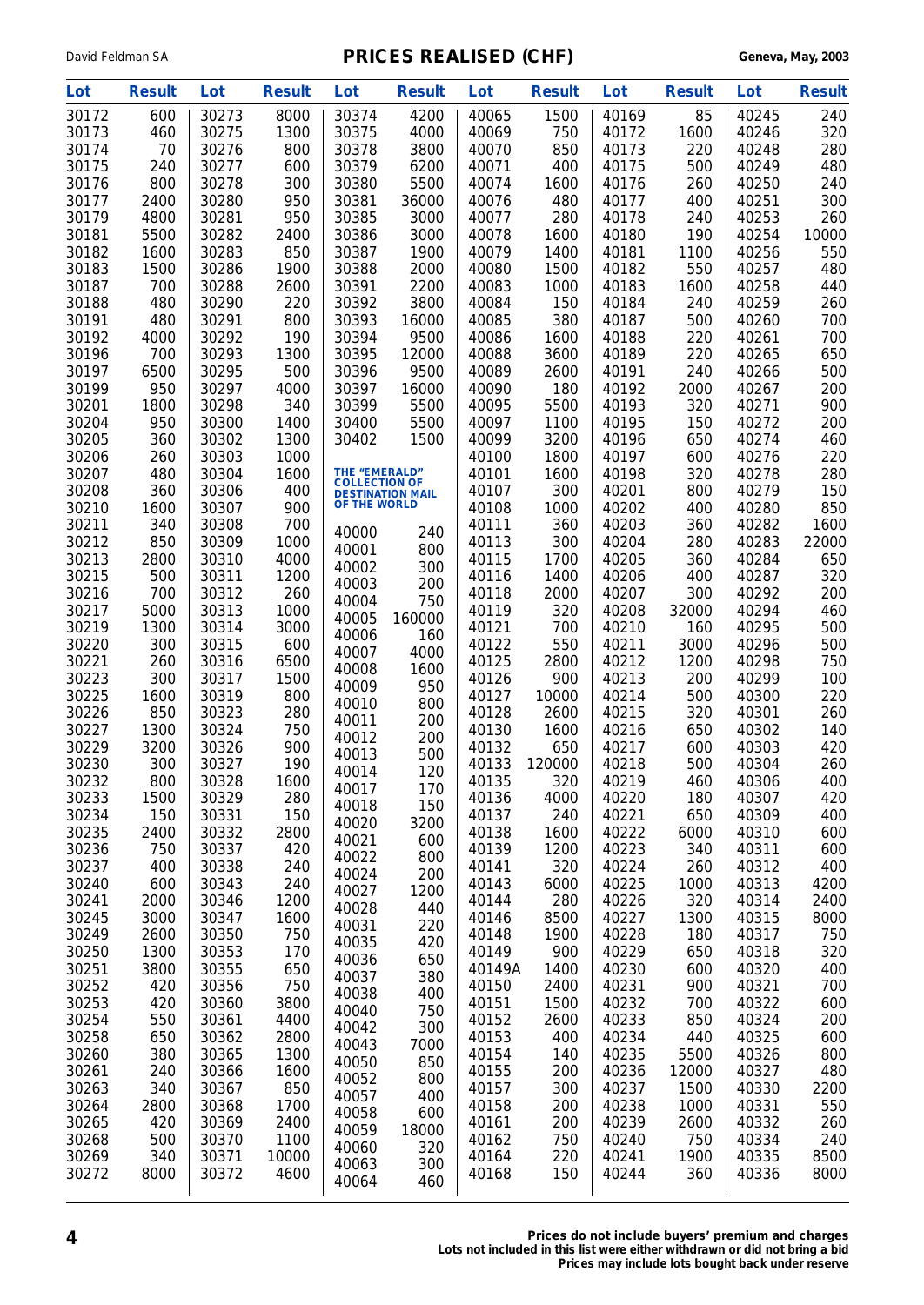# PRICES REALISED (CHF)

| Lot | Result | Lot | Result | Lot | Result | Lot | Result | Lot | Result | Lot | Result |
|---|---|---|---|---|---|---|---|---|---|---|---|
| 30172 | 600 | 30273 | 8000 | 30374 | 4200 | 40065 | 1500 | 40169 | 85 | 40245 | 240 |
| 30173 | 460 | 30275 | 1300 | 30375 | 4000 | 40069 | 750 | 40172 | 1600 | 40246 | 320 |
| 30174 | 70 | 30276 | 800 | 30378 | 3800 | 40070 | 850 | 40173 | 220 | 40248 | 280 |
| 30175 | 240 | 30277 | 600 | 30379 | 6200 | 40071 | 400 | 40175 | 500 | 40249 | 480 |
| 30176 | 800 | 30278 | 300 | 30380 | 5500 | 40074 | 1600 | 40176 | 260 | 40250 | 240 |
| 30177 | 2400 | 30280 | 950 | 30381 | 36000 | 40076 | 480 | 40177 | 400 | 40251 | 300 |
| 30179 | 4800 | 30281 | 950 | 30385 | 3000 | 40077 | 280 | 40178 | 240 | 40253 | 260 |
| 30181 | 5500 | 30282 | 2400 | 30386 | 3000 | 40078 | 1600 | 40180 | 190 | 40254 | 10000 |
| 30182 | 1600 | 30283 | 850 | 30387 | 1900 | 40079 | 1400 | 40181 | 1100 | 40256 | 550 |
| 30183 | 1500 | 30286 | 1900 | 30388 | 2000 | 40080 | 1500 | 40182 | 550 | 40257 | 480 |
| 30187 | 700 | 30288 | 2600 | 30391 | 2200 | 40083 | 1000 | 40183 | 1600 | 40258 | 440 |
| 30188 | 480 | 30290 | 220 | 30392 | 3800 | 40084 | 150 | 40184 | 240 | 40259 | 260 |
| 30191 | 480 | 30291 | 800 | 30393 | 16000 | 40085 | 380 | 40187 | 500 | 40260 | 700 |
| 30192 | 4000 | 30292 | 190 | 30394 | 9500 | 40086 | 1600 | 40188 | 220 | 40261 | 700 |
| 30196 | 700 | 30293 | 1300 | 30395 | 12000 | 40088 | 3600 | 40189 | 220 | 40265 | 650 |
| 30197 | 6500 | 30295 | 500 | 30396 | 9500 | 40089 | 2600 | 40191 | 240 | 40266 | 500 |
| 30199 | 950 | 30297 | 4000 | 30397 | 16000 | 40090 | 180 | 40192 | 2000 | 40267 | 200 |
| 30201 | 1800 | 30298 | 340 | 30399 | 5500 | 40095 | 5500 | 40193 | 320 | 40271 | 900 |
| 30204 | 950 | 30300 | 1400 | 30400 | 5500 | 40097 | 1100 | 40195 | 150 | 40272 | 200 |
| 30205 | 360 | 30302 | 1300 | 30402 | 1500 | 40099 | 3200 | 40196 | 650 | 40274 | 460 |
| 30206 | 260 | 30303 | 1000 | | | 40100 | 1800 | 40197 | 600 | 40276 | 220 |
| 30207 | 480 | 30304 | 1600 | **THE "EMERALD" COLLECTION OF DESTINATION MAIL OF THE WORLD** | | 40101 | 1600 | 40198 | 320 | 40278 | 280 |
| 30208 | 360 | 30306 | 400 | | | 40107 | 300 | 40201 | 800 | 40279 | 150 |
| 30210 | 1600 | 30307 | 900 | | | 40108 | 1000 | 40202 | 400 | 40280 | 850 |
| 30211 | 340 | 30308 | 700 | 40000 | 240 | 40111 | 360 | 40203 | 360 | 40282 | 1600 |
| 30212 | 850 | 30309 | 1000 | 40001 | 800 | 40113 | 300 | 40204 | 280 | 40283 | 22000 |
| 30213 | 2800 | 30310 | 4000 | 40002 | 300 | 40115 | 1700 | 40205 | 360 | 40284 | 650 |
| 30215 | 500 | 30311 | 1200 | 40003 | 200 | 40116 | 1400 | 40206 | 400 | 40287 | 320 |
| 30216 | 700 | 30312 | 260 | 40004 | 750 | 40118 | 2000 | 40207 | 300 | 40292 | 200 |
| 30217 | 5000 | 30313 | 1000 | 40005 | 160000 | 40119 | 320 | 40208 | 32000 | 40294 | 460 |
| 30219 | 1300 | 30314 | 3000 | 40006 | 160 | 40121 | 700 | 40210 | 160 | 40295 | 500 |
| 30220 | 300 | 30315 | 600 | 40007 | 4000 | 40122 | 550 | 40211 | 3000 | 40296 | 500 |
| 30221 | 260 | 30316 | 6500 | 40008 | 1600 | 40125 | 2800 | 40212 | 1200 | 40298 | 750 |
| 30223 | 300 | 30317 | 1500 | 40009 | 950 | 40126 | 900 | 40213 | 200 | 40299 | 100 |
| 30225 | 1600 | 30319 | 800 | 40010 | 800 | 40127 | 10000 | 40214 | 500 | 40300 | 220 |
| 30226 | 850 | 30323 | 280 | 40011 | 200 | 40128 | 2600 | 40215 | 320 | 40301 | 260 |
| 30227 | 1300 | 30324 | 750 | 40012 | 200 | 40130 | 1600 | 40216 | 650 | 40302 | 140 |
| 30229 | 3200 | 30326 | 900 | 40013 | 500 | 40132 | 650 | 40217 | 600 | 40303 | 420 |
| 30230 | 300 | 30327 | 190 | 40014 | 120 | 40133 | 120000 | 40218 | 500 | 40304 | 260 |
| 30232 | 800 | 30328 | 1600 | 40017 | 170 | 40135 | 320 | 40219 | 460 | 40306 | 400 |
| 30233 | 1500 | 30329 | 280 | 40018 | 150 | 40136 | 4000 | 40220 | 180 | 40307 | 420 |
| 30234 | 150 | 30331 | 150 | 40020 | 3200 | 40137 | 240 | 40221 | 650 | 40309 | 400 |
| 30235 | 2400 | 30332 | 2800 | 40021 | 600 | 40138 | 1600 | 40222 | 6000 | 40310 | 600 |
| 30236 | 750 | 30337 | 420 | 40022 | 800 | 40139 | 1200 | 40223 | 340 | 40311 | 600 |
| 30237 | 400 | 30338 | 240 | 40024 | 200 | 40141 | 320 | 40224 | 260 | 40312 | 400 |
| 30240 | 600 | 30343 | 240 | 40027 | 1200 | 40143 | 6000 | 40225 | 1000 | 40313 | 4200 |
| 30241 | 2000 | 30346 | 1200 | 40028 | 440 | 40144 | 280 | 40226 | 320 | 40314 | 2400 |
| 30245 | 3000 | 30347 | 1600 | 40031 | 220 | 40146 | 8500 | 40227 | 1300 | 40315 | 8000 |
| 30249 | 2600 | 30350 | 750 | 40035 | 420 | 40148 | 1900 | 40228 | 180 | 40317 | 750 |
| 30250 | 1300 | 30353 | 170 | 40036 | 650 | 40149 | 900 | 40229 | 650 | 40318 | 320 |
| 30251 | 3800 | 30355 | 650 | 40037 | 380 | 40149A | 1400 | 40230 | 600 | 40320 | 400 |
| 30252 | 420 | 30356 | 750 | 40038 | 400 | 40150 | 2400 | 40231 | 900 | 40321 | 700 |
| 30253 | 420 | 30360 | 3800 | 40040 | 750 | 40151 | 1500 | 40232 | 700 | 40322 | 600 |
| 30254 | 550 | 30361 | 4400 | 40042 | 300 | 40152 | 2600 | 40233 | 850 | 40324 | 200 |
| 30258 | 650 | 30362 | 2800 | 40043 | 7000 | 40153 | 400 | 40234 | 440 | 40325 | 600 |
| 30260 | 380 | 30365 | 1300 | 40050 | 850 | 40154 | 140 | 40235 | 5500 | 40326 | 800 |
| 30261 | 240 | 30366 | 1600 | 40052 | 800 | 40155 | 200 | 40236 | 12000 | 40327 | 480 |
| 30263 | 340 | 30367 | 850 | 40057 | 400 | 40157 | 300 | 40237 | 1500 | 40330 | 2200 |
| 30264 | 2800 | 30368 | 1700 | 40058 | 600 | 40158 | 200 | 40238 | 1000 | 40331 | 550 |
| 30265 | 420 | 30369 | 2400 | 40059 | 18000 | 40161 | 200 | 40239 | 2600 | 40332 | 260 |
| 30268 | 500 | 30370 | 1100 | 40060 | 320 | 40162 | 750 | 40240 | 750 | 40334 | 240 |
| 30269 | 340 | 30371 | 10000 | 40063 | 300 | 40164 | 220 | 40241 | 1900 | 40335 | 8500 |
| 30272 | 8000 | 30372 | 4600 | 40064 | 460 | 40168 | 150 | 40244 | 360 | 40336 | 8000 |

**Prices do not include buyers' premium and charges**
**Lots not included in this list were either withdrawn or did not bring a bid**
**Prices may include lots bought back under reserve**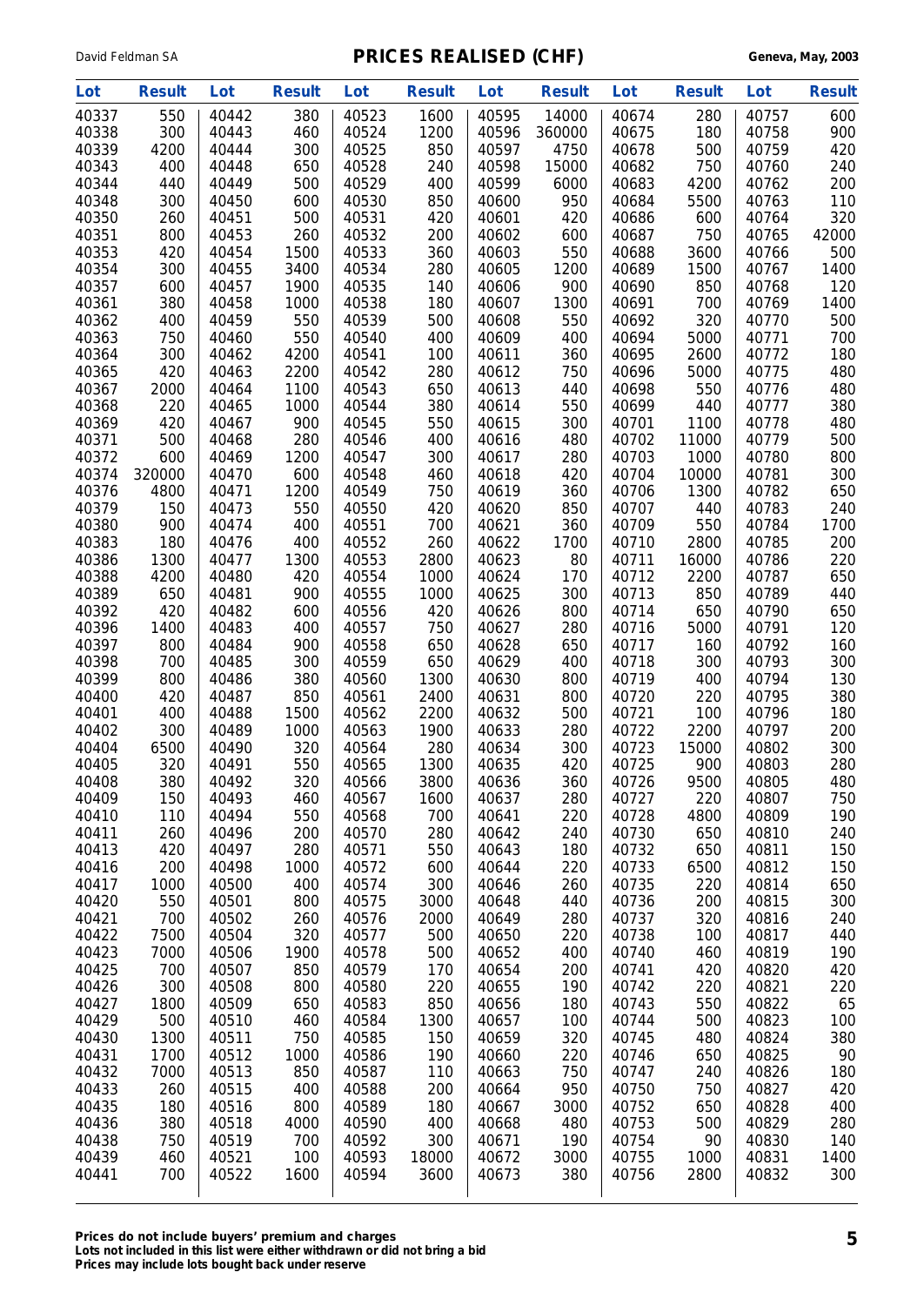| Lot | Result | Lot | Result | Lot | Result | Lot | Result | Lot | Result | Lot | Result |
|---|---|---|---|---|---|---|---|---|---|---|---|
| 40337 | 550 | 40442 | 380 | 40523 | 1600 | 40595 | 14000 | 40674 | 280 | 40757 | 600 |
| 40338 | 300 | 40443 | 460 | 40524 | 1200 | 40596 | 360000 | 40675 | 180 | 40758 | 900 |
| 40339 | 4200 | 40444 | 300 | 40525 | 850 | 40597 | 4750 | 40678 | 500 | 40759 | 420 |
| 40343 | 400 | 40448 | 650 | 40528 | 240 | 40598 | 15000 | 40682 | 750 | 40760 | 240 |
| 40344 | 440 | 40449 | 500 | 40529 | 400 | 40599 | 6000 | 40683 | 4200 | 40762 | 200 |
| 40348 | 300 | 40450 | 600 | 40530 | 850 | 40600 | 950 | 40684 | 5500 | 40763 | 110 |
| 40350 | 260 | 40451 | 500 | 40531 | 420 | 40601 | 420 | 40686 | 600 | 40764 | 320 |
| 40351 | 800 | 40453 | 260 | 40532 | 200 | 40602 | 600 | 40687 | 750 | 40765 | 42000 |
| 40353 | 420 | 40454 | 1500 | 40533 | 360 | 40603 | 550 | 40688 | 3600 | 40766 | 500 |
| 40354 | 300 | 40455 | 3400 | 40534 | 280 | 40605 | 1200 | 40689 | 1500 | 40767 | 1400 |
| 40357 | 600 | 40457 | 1900 | 40535 | 140 | 40606 | 900 | 40690 | 850 | 40768 | 120 |
| 40361 | 380 | 40458 | 1000 | 40538 | 180 | 40607 | 1300 | 40691 | 700 | 40769 | 1400 |
| 40362 | 400 | 40459 | 550 | 40539 | 500 | 40608 | 550 | 40692 | 320 | 40770 | 500 |
| 40363 | 750 | 40460 | 550 | 40540 | 400 | 40609 | 400 | 40694 | 5000 | 40771 | 700 |
| 40364 | 300 | 40462 | 4200 | 40541 | 100 | 40611 | 360 | 40695 | 2600 | 40772 | 180 |
| 40365 | 420 | 40463 | 2200 | 40542 | 280 | 40612 | 750 | 40696 | 5000 | 40775 | 480 |
| 40367 | 2000 | 40464 | 1100 | 40543 | 650 | 40613 | 440 | 40698 | 550 | 40776 | 480 |
| 40368 | 220 | 40465 | 1000 | 40544 | 380 | 40614 | 550 | 40699 | 440 | 40777 | 380 |
| 40369 | 420 | 40467 | 900 | 40545 | 550 | 40615 | 300 | 40701 | 1100 | 40778 | 480 |
| 40371 | 500 | 40468 | 280 | 40546 | 400 | 40616 | 480 | 40702 | 11000 | 40779 | 500 |
| 40372 | 600 | 40469 | 1200 | 40547 | 300 | 40617 | 280 | 40703 | 1000 | 40780 | 800 |
| 40374 | 320000 | 40470 | 600 | 40548 | 460 | 40618 | 420 | 40704 | 10000 | 40781 | 300 |
| 40376 | 4800 | 40471 | 1200 | 40549 | 750 | 40619 | 360 | 40706 | 1300 | 40782 | 650 |
| 40379 | 150 | 40473 | 550 | 40550 | 420 | 40620 | 850 | 40707 | 440 | 40783 | 240 |
| 40380 | 900 | 40474 | 400 | 40551 | 700 | 40621 | 360 | 40709 | 550 | 40784 | 1700 |
| 40383 | 180 | 40476 | 400 | 40552 | 260 | 40622 | 1700 | 40710 | 2800 | 40785 | 200 |
| 40386 | 1300 | 40477 | 1300 | 40553 | 2800 | 40623 | 80 | 40711 | 16000 | 40786 | 220 |
| 40388 | 4200 | 40480 | 420 | 40554 | 1000 | 40624 | 170 | 40712 | 2200 | 40787 | 650 |
| 40389 | 650 | 40481 | 900 | 40555 | 1000 | 40625 | 300 | 40713 | 850 | 40789 | 440 |
| 40392 | 420 | 40482 | 600 | 40556 | 420 | 40626 | 800 | 40714 | 650 | 40790 | 650 |
| 40396 | 1400 | 40483 | 400 | 40557 | 750 | 40627 | 280 | 40716 | 5000 | 40791 | 120 |
| 40397 | 800 | 40484 | 900 | 40558 | 650 | 40628 | 650 | 40717 | 160 | 40792 | 160 |
| 40398 | 700 | 40485 | 300 | 40559 | 650 | 40629 | 400 | 40718 | 300 | 40793 | 300 |
| 40399 | 800 | 40486 | 380 | 40560 | 1300 | 40630 | 800 | 40719 | 400 | 40794 | 130 |
| 40400 | 420 | 40487 | 850 | 40561 | 2400 | 40631 | 800 | 40720 | 220 | 40795 | 380 |
| 40401 | 400 | 40488 | 1500 | 40562 | 2200 | 40632 | 500 | 40721 | 100 | 40796 | 180 |
| 40402 | 300 | 40489 | 1000 | 40563 | 1900 | 40633 | 280 | 40722 | 2200 | 40797 | 200 |
| 40404 | 6500 | 40490 | 320 | 40564 | 280 | 40634 | 300 | 40723 | 15000 | 40802 | 300 |
| 40405 | 320 | 40491 | 550 | 40565 | 1300 | 40635 | 420 | 40725 | 900 | 40803 | 280 |
| 40408 | 380 | 40492 | 320 | 40566 | 3800 | 40636 | 360 | 40726 | 9500 | 40805 | 480 |
| 40409 | 150 | 40493 | 460 | 40567 | 1600 | 40637 | 280 | 40727 | 220 | 40807 | 750 |
| 40410 | 110 | 40494 | 550 | 40568 | 700 | 40641 | 220 | 40728 | 4800 | 40809 | 190 |
| 40411 | 260 | 40496 | 200 | 40570 | 280 | 40642 | 240 | 40730 | 650 | 40810 | 240 |
| 40413 | 420 | 40497 | 280 | 40571 | 550 | 40643 | 180 | 40732 | 650 | 40811 | 150 |
| 40416 | 200 | 40498 | 1000 | 40572 | 600 | 40644 | 220 | 40733 | 6500 | 40812 | 150 |
| 40417 | 1000 | 40500 | 400 | 40574 | 300 | 40646 | 260 | 40735 | 220 | 40814 | 650 |
| 40420 | 550 | 40501 | 800 | 40575 | 3000 | 40648 | 440 | 40736 | 200 | 40815 | 300 |
| 40421 | 700 | 40502 | 260 | 40576 | 2000 | 40649 | 280 | 40737 | 320 | 40816 | 240 |
| 40422 | 7500 | 40504 | 320 | 40577 | 500 | 40650 | 220 | 40738 | 100 | 40817 | 440 |
| 40423 | 7000 | 40506 | 1900 | 40578 | 500 | 40652 | 400 | 40740 | 460 | 40819 | 190 |
| 40425 | 700 | 40507 | 850 | 40579 | 170 | 40654 | 200 | 40741 | 420 | 40820 | 420 |
| 40426 | 300 | 40508 | 800 | 40580 | 220 | 40655 | 190 | 40742 | 220 | 40821 | 220 |
| 40427 | 1800 | 40509 | 650 | 40583 | 850 | 40656 | 180 | 40743 | 550 | 40822 | 65 |
| 40429 | 500 | 40510 | 460 | 40584 | 1300 | 40657 | 100 | 40744 | 500 | 40823 | 100 |
| 40430 | 1300 | 40511 | 750 | 40585 | 150 | 40659 | 320 | 40745 | 480 | 40824 | 380 |
| 40431 | 1700 | 40512 | 1000 | 40586 | 190 | 40660 | 220 | 40746 | 650 | 40825 | 90 |
| 40432 | 7000 | 40513 | 850 | 40587 | 110 | 40663 | 750 | 40747 | 240 | 40826 | 180 |
| 40433 | 260 | 40515 | 400 | 40588 | 200 | 40664 | 950 | 40750 | 750 | 40827 | 420 |
| 40435 | 180 | 40516 | 800 | 40589 | 180 | 40667 | 3000 | 40752 | 650 | 40828 | 400 |
| 40436 | 380 | 40518 | 4000 | 40590 | 400 | 40668 | 480 | 40753 | 500 | 40829 | 280 |
| 40438 | 750 | 40519 | 700 | 40592 | 300 | 40671 | 190 | 40754 | 90 | 40830 | 140 |
| 40439 | 460 | 40521 | 100 | 40593 | 18000 | 40672 | 3000 | 40755 | 1000 | 40831 | 1400 |
| 40441 | 700 | 40522 | 1600 | 40594 | 3600 | 40673 | 380 | 40756 | 2800 | 40832 | 300 |

**Prices do not include buyers' premium and charges**
**Lots not included in this list were either withdrawn or did not bring a bid**
**Prices may include lots bought back under reserve**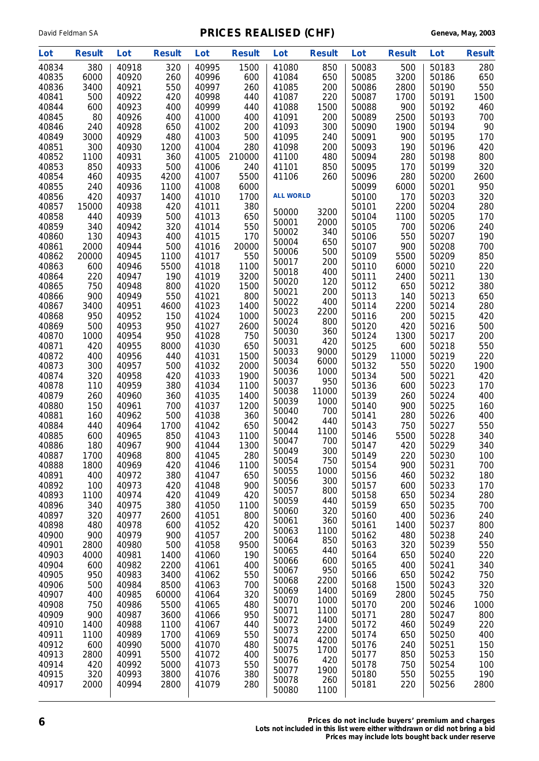# PRICES REALISED (CHF)

| Lot | Result | Lot | Result | Lot | Result | Lot | Result | Lot | Result | Lot | Result |
|---|---|---|---|---|---|---|---|---|---|---|---|
| 40834 | 380 | 40918 | 320 | 40995 | 1500 | 41080 | 850 | 50083 | 500 | 50183 | 280 |
| 40835 | 6000 | 40920 | 260 | 40996 | 600 | 41084 | 650 | 50085 | 3200 | 50186 | 650 |
| 40836 | 3400 | 40921 | 550 | 40997 | 260 | 41085 | 200 | 50086 | 2800 | 50190 | 550 |
| 40841 | 500 | 40922 | 420 | 40998 | 440 | 41087 | 220 | 50087 | 1700 | 50191 | 1500 |
| 40844 | 600 | 40923 | 400 | 40999 | 440 | 41088 | 1500 | 50088 | 900 | 50192 | 460 |
| 40845 | 80 | 40926 | 400 | 41000 | 400 | 41091 | 200 | 50089 | 2500 | 50193 | 700 |
| 40846 | 240 | 40928 | 650 | 41002 | 200 | 41093 | 300 | 50090 | 1900 | 50194 | 90 |
| 40849 | 3000 | 40929 | 480 | 41003 | 500 | 41095 | 240 | 50091 | 900 | 50195 | 170 |
| 40851 | 300 | 40930 | 1200 | 41004 | 280 | 41098 | 200 | 50093 | 190 | 50196 | 420 |
| 40852 | 1100 | 40931 | 360 | 41005 | 210000 | 41100 | 480 | 50094 | 280 | 50198 | 800 |
| 40853 | 850 | 40933 | 500 | 41006 | 240 | 41101 | 850 | 50095 | 170 | 50199 | 320 |
| 40854 | 460 | 40935 | 4200 | 41007 | 5500 | 41106 | 260 | 50096 | 280 | 50200 | 2600 |
| 40855 | 240 | 40936 | 1100 | 41008 | 6000 | | | 50099 | 6000 | 50201 | 950 |
| 40856 | 420 | 40937 | 1400 | 41010 | 1700 | **ALL WORLD** | | 50100 | 170 | 50203 | 320 |
| 40857 | 15000 | 40938 | 420 | 41011 | 380 | 50000 | 3200 | 50101 | 2200 | 50204 | 280 |
| 40858 | 440 | 40939 | 500 | 41013 | 650 | 50001 | 2000 | 50104 | 1100 | 50205 | 170 |
| 40859 | 340 | 40942 | 320 | 41014 | 550 | 50002 | 340 | 50105 | 700 | 50206 | 240 |
| 40860 | 130 | 40943 | 400 | 41015 | 170 | 50004 | 650 | 50106 | 550 | 50207 | 190 |
| 40861 | 2000 | 40944 | 500 | 41016 | 20000 | 50006 | 500 | 50107 | 900 | 50208 | 700 |
| 40862 | 20000 | 40945 | 1100 | 41017 | 550 | 50017 | 200 | 50109 | 5500 | 50209 | 850 |
| 40863 | 600 | 40946 | 5500 | 41018 | 1100 | 50018 | 400 | 50110 | 6000 | 50210 | 220 |
| 40864 | 220 | 40947 | 190 | 41019 | 3200 | 50020 | 120 | 50111 | 2400 | 50211 | 130 |
| 40865 | 750 | 40948 | 800 | 41020 | 1500 | 50021 | 200 | 50112 | 650 | 50212 | 380 |
| 40866 | 900 | 40949 | 550 | 41021 | 800 | 50022 | 400 | 50113 | 140 | 50213 | 650 |
| 40867 | 3400 | 40951 | 4600 | 41023 | 1400 | 50023 | 2200 | 50114 | 2200 | 50214 | 280 |
| 40868 | 950 | 40952 | 150 | 41024 | 1000 | 50024 | 800 | 50116 | 200 | 50215 | 420 |
| 40869 | 500 | 40953 | 950 | 41027 | 2600 | 50030 | 360 | 50120 | 420 | 50216 | 500 |
| 40870 | 1000 | 40954 | 950 | 41028 | 750 | 50031 | 420 | 50124 | 1300 | 50217 | 200 |
| 40871 | 420 | 40955 | 8000 | 41030 | 650 | 50033 | 9000 | 50125 | 600 | 50218 | 550 |
| 40872 | 400 | 40956 | 440 | 41031 | 1500 | 50034 | 6000 | 50129 | 11000 | 50219 | 220 |
| 40873 | 300 | 40957 | 500 | 41032 | 2000 | 50036 | 1000 | 50132 | 550 | 50220 | 1900 |
| 40874 | 320 | 40958 | 420 | 41033 | 1900 | 50037 | 950 | 50134 | 500 | 50221 | 420 |
| 40878 | 110 | 40959 | 380 | 41034 | 1100 | 50038 | 11000 | 50136 | 600 | 50223 | 170 |
| 40879 | 260 | 40960 | 360 | 41035 | 1400 | 50039 | 1000 | 50139 | 260 | 50224 | 400 |
| 40880 | 150 | 40961 | 700 | 41037 | 1200 | 50040 | 700 | 50140 | 900 | 50225 | 160 |
| 40881 | 160 | 40962 | 500 | 41038 | 360 | 50042 | 440 | 50141 | 280 | 50226 | 400 |
| 40884 | 440 | 40964 | 1700 | 41042 | 650 | 50044 | 1100 | 50143 | 750 | 50227 | 550 |
| 40885 | 600 | 40965 | 850 | 41043 | 1100 | 50047 | 700 | 50146 | 5500 | 50228 | 340 |
| 40886 | 180 | 40967 | 900 | 41044 | 1300 | 50049 | 300 | 50147 | 420 | 50229 | 340 |
| 40887 | 1700 | 40968 | 800 | 41045 | 280 | 50054 | 750 | 50149 | 220 | 50230 | 100 |
| 40888 | 1800 | 40969 | 420 | 41046 | 1100 | 50055 | 1000 | 50154 | 900 | 50231 | 700 |
| 40891 | 400 | 40972 | 380 | 41047 | 650 | 50056 | 300 | 50156 | 460 | 50232 | 180 |
| 40892 | 100 | 40973 | 420 | 41048 | 900 | 50057 | 800 | 50157 | 600 | 50233 | 170 |
| 40893 | 1100 | 40974 | 420 | 41049 | 420 | 50059 | 440 | 50158 | 650 | 50234 | 280 |
| 40896 | 340 | 40975 | 380 | 41050 | 1100 | 50060 | 320 | 50159 | 650 | 50235 | 700 |
| 40897 | 320 | 40977 | 2600 | 41051 | 800 | 50061 | 360 | 50160 | 400 | 50236 | 240 |
| 40898 | 480 | 40978 | 600 | 41052 | 420 | 50063 | 1100 | 50161 | 1400 | 50237 | 800 |
| 40900 | 900 | 40979 | 900 | 41057 | 200 | 50064 | 850 | 50162 | 480 | 50238 | 240 |
| 40901 | 2800 | 40980 | 500 | 41058 | 9500 | 50065 | 440 | 50163 | 320 | 50239 | 550 |
| 40903 | 4000 | 40981 | 1400 | 41060 | 190 | 50066 | 600 | 50164 | 650 | 50240 | 220 |
| 40904 | 600 | 40982 | 2200 | 41061 | 400 | 50067 | 950 | 50165 | 400 | 50241 | 340 |
| 40905 | 950 | 40983 | 3400 | 41062 | 550 | 50068 | 2200 | 50166 | 650 | 50242 | 750 |
| 40906 | 500 | 40984 | 8500 | 41063 | 700 | 50069 | 1400 | 50168 | 1500 | 50243 | 320 |
| 40907 | 400 | 40985 | 60000 | 41064 | 320 | 50070 | 1000 | 50169 | 2800 | 50245 | 750 |
| 40908 | 750 | 40986 | 5500 | 41065 | 480 | 50071 | 1100 | 50170 | 200 | 50246 | 1000 |
| 40909 | 900 | 40987 | 3600 | 41066 | 950 | 50072 | 1400 | 50171 | 280 | 50247 | 800 |
| 40910 | 1400 | 40988 | 1100 | 41067 | 440 | 50073 | 2200 | 50172 | 460 | 50249 | 220 |
| 40911 | 1100 | 40989 | 1700 | 41069 | 550 | 50074 | 4200 | 50174 | 650 | 50250 | 400 |
| 40912 | 600 | 40990 | 5000 | 41070 | 480 | 50075 | 1700 | 50176 | 240 | 50251 | 150 |
| 40913 | 2800 | 40991 | 5500 | 41072 | 400 | 50076 | 420 | 50177 | 850 | 50253 | 150 |
| 40914 | 420 | 40992 | 5000 | 41073 | 550 | 50077 | 1900 | 50178 | 750 | 50254 | 100 |
| 40915 | 320 | 40993 | 3800 | 41076 | 380 | 50078 | 260 | 50180 | 550 | 50255 | 190 |
| 40917 | 2000 | 40994 | 2800 | 41079 | 280 | 50080 | 1100 | 50181 | 220 | 50256 | 2800 |

**Prices do not include buyers' premium and charges**
**Lots not included in this list were either withdrawn or did not bring a bid**
**Prices may include lots bought back under reserve**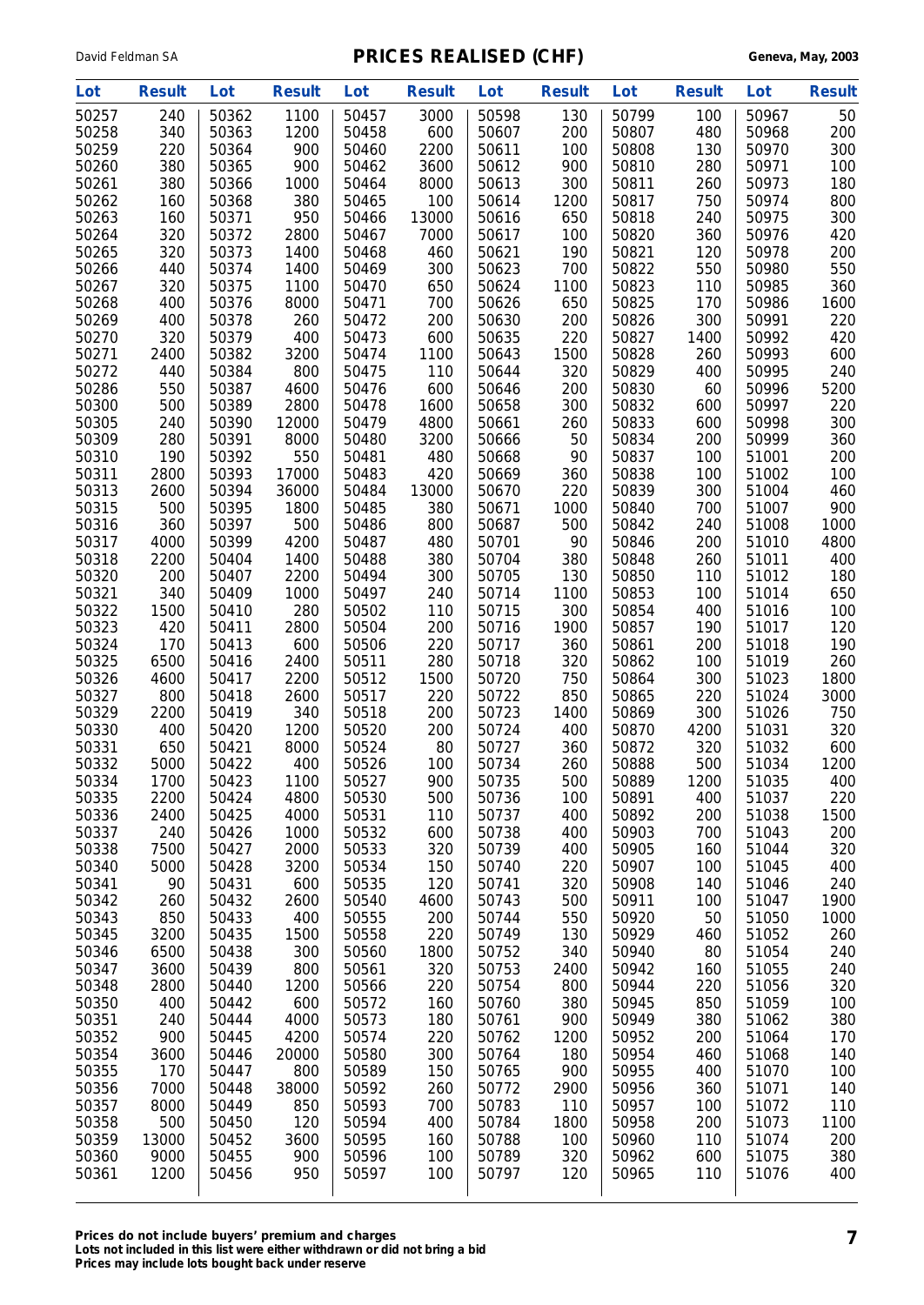# PRICES REALISED (CHF)

David Feldman SA — Geneva, May, 2003

| Lot | Result | Lot | Result | Lot | Result | Lot | Result | Lot | Result | Lot | Result |
|---|---|---|---|---|---|---|---|---|---|---|---|
| 50257 | 240 | 50362 | 1100 | 50457 | 3000 | 50598 | 130 | 50799 | 100 | 50967 | 50 |
| 50258 | 340 | 50363 | 1200 | 50458 | 600 | 50607 | 200 | 50807 | 480 | 50968 | 200 |
| 50259 | 220 | 50364 | 900 | 50460 | 2200 | 50611 | 100 | 50808 | 130 | 50970 | 300 |
| 50260 | 380 | 50365 | 900 | 50462 | 3600 | 50612 | 900 | 50810 | 280 | 50971 | 100 |
| 50261 | 380 | 50366 | 1000 | 50464 | 8000 | 50613 | 300 | 50811 | 260 | 50973 | 180 |
| 50262 | 160 | 50368 | 380 | 50465 | 100 | 50614 | 1200 | 50817 | 750 | 50974 | 800 |
| 50263 | 160 | 50371 | 950 | 50466 | 13000 | 50616 | 650 | 50818 | 240 | 50975 | 300 |
| 50264 | 320 | 50372 | 2800 | 50467 | 7000 | 50617 | 100 | 50820 | 360 | 50976 | 420 |
| 50265 | 320 | 50373 | 1400 | 50468 | 460 | 50621 | 190 | 50821 | 120 | 50978 | 200 |
| 50266 | 440 | 50374 | 1400 | 50469 | 300 | 50623 | 700 | 50822 | 550 | 50980 | 550 |
| 50267 | 320 | 50375 | 1100 | 50470 | 650 | 50624 | 1100 | 50823 | 110 | 50985 | 360 |
| 50268 | 400 | 50376 | 8000 | 50471 | 700 | 50626 | 650 | 50825 | 170 | 50986 | 1600 |
| 50269 | 400 | 50378 | 260 | 50472 | 200 | 50630 | 200 | 50826 | 300 | 50991 | 220 |
| 50270 | 320 | 50379 | 400 | 50473 | 600 | 50635 | 220 | 50827 | 1400 | 50992 | 420 |
| 50271 | 2400 | 50382 | 3200 | 50474 | 1100 | 50643 | 1500 | 50828 | 260 | 50993 | 600 |
| 50272 | 440 | 50384 | 800 | 50475 | 110 | 50644 | 320 | 50829 | 400 | 50995 | 240 |
| 50286 | 550 | 50387 | 4600 | 50476 | 600 | 50646 | 200 | 50830 | 60 | 50996 | 5200 |
| 50300 | 500 | 50389 | 2800 | 50478 | 1600 | 50658 | 300 | 50832 | 600 | 50997 | 220 |
| 50305 | 240 | 50390 | 12000 | 50479 | 4800 | 50661 | 260 | 50833 | 600 | 50998 | 300 |
| 50309 | 280 | 50391 | 8000 | 50480 | 3200 | 50666 | 50 | 50834 | 200 | 50999 | 360 |
| 50310 | 190 | 50392 | 550 | 50481 | 480 | 50668 | 90 | 50837 | 100 | 51001 | 200 |
| 50311 | 2800 | 50393 | 17000 | 50483 | 420 | 50669 | 360 | 50838 | 100 | 51002 | 100 |
| 50313 | 2600 | 50394 | 36000 | 50484 | 13000 | 50670 | 220 | 50839 | 300 | 51004 | 460 |
| 50315 | 500 | 50395 | 1800 | 50485 | 380 | 50671 | 1000 | 50840 | 700 | 51007 | 900 |
| 50316 | 360 | 50397 | 500 | 50486 | 800 | 50687 | 500 | 50842 | 240 | 51008 | 1000 |
| 50317 | 4000 | 50399 | 4200 | 50487 | 480 | 50701 | 90 | 50846 | 200 | 51010 | 4800 |
| 50318 | 2200 | 50404 | 1400 | 50488 | 380 | 50704 | 380 | 50848 | 260 | 51011 | 400 |
| 50320 | 200 | 50407 | 2200 | 50494 | 300 | 50705 | 130 | 50850 | 110 | 51012 | 180 |
| 50321 | 340 | 50409 | 1000 | 50497 | 240 | 50714 | 1100 | 50853 | 100 | 51014 | 650 |
| 50322 | 1500 | 50410 | 280 | 50502 | 110 | 50715 | 300 | 50854 | 400 | 51016 | 100 |
| 50323 | 420 | 50411 | 2800 | 50504 | 200 | 50716 | 1900 | 50857 | 190 | 51017 | 120 |
| 50324 | 170 | 50413 | 600 | 50506 | 220 | 50717 | 360 | 50861 | 200 | 51018 | 190 |
| 50325 | 6500 | 50416 | 2400 | 50511 | 280 | 50718 | 320 | 50862 | 100 | 51019 | 260 |
| 50326 | 4600 | 50417 | 2200 | 50512 | 1500 | 50720 | 750 | 50864 | 300 | 51023 | 1800 |
| 50327 | 800 | 50418 | 2600 | 50517 | 220 | 50722 | 850 | 50865 | 220 | 51024 | 3000 |
| 50329 | 2200 | 50419 | 340 | 50518 | 200 | 50723 | 1400 | 50869 | 300 | 51026 | 750 |
| 50330 | 400 | 50420 | 1200 | 50520 | 200 | 50724 | 400 | 50870 | 4200 | 51031 | 320 |
| 50331 | 650 | 50421 | 8000 | 50524 | 80 | 50727 | 360 | 50872 | 320 | 51032 | 600 |
| 50332 | 5000 | 50422 | 400 | 50526 | 100 | 50734 | 260 | 50888 | 500 | 51034 | 1200 |
| 50334 | 1700 | 50423 | 1100 | 50527 | 900 | 50735 | 500 | 50889 | 1200 | 51035 | 400 |
| 50335 | 2200 | 50424 | 4800 | 50530 | 500 | 50736 | 100 | 50891 | 400 | 51037 | 220 |
| 50336 | 2400 | 50425 | 4000 | 50531 | 110 | 50737 | 400 | 50892 | 200 | 51038 | 1500 |
| 50337 | 240 | 50426 | 1000 | 50532 | 600 | 50738 | 400 | 50903 | 700 | 51043 | 200 |
| 50338 | 7500 | 50427 | 2000 | 50533 | 320 | 50739 | 400 | 50905 | 160 | 51044 | 320 |
| 50340 | 5000 | 50428 | 3200 | 50534 | 150 | 50740 | 220 | 50907 | 100 | 51045 | 400 |
| 50341 | 90 | 50431 | 600 | 50535 | 120 | 50741 | 320 | 50908 | 140 | 51046 | 240 |
| 50342 | 260 | 50432 | 2600 | 50540 | 4600 | 50743 | 500 | 50911 | 100 | 51047 | 1900 |
| 50343 | 850 | 50433 | 400 | 50555 | 200 | 50744 | 550 | 50920 | 50 | 51050 | 1000 |
| 50345 | 3200 | 50435 | 1500 | 50558 | 220 | 50749 | 130 | 50929 | 460 | 51052 | 260 |
| 50346 | 6500 | 50438 | 300 | 50560 | 1800 | 50752 | 340 | 50940 | 80 | 51054 | 240 |
| 50347 | 3600 | 50439 | 800 | 50561 | 320 | 50753 | 2400 | 50942 | 160 | 51055 | 240 |
| 50348 | 2800 | 50440 | 1200 | 50566 | 220 | 50754 | 800 | 50944 | 220 | 51056 | 320 |
| 50350 | 400 | 50442 | 600 | 50572 | 160 | 50760 | 380 | 50945 | 850 | 51059 | 100 |
| 50351 | 240 | 50444 | 4000 | 50573 | 180 | 50761 | 900 | 50949 | 380 | 51062 | 380 |
| 50352 | 900 | 50445 | 4200 | 50574 | 220 | 50762 | 1200 | 50952 | 200 | 51064 | 170 |
| 50354 | 3600 | 50446 | 20000 | 50580 | 300 | 50764 | 180 | 50954 | 460 | 51068 | 140 |
| 50355 | 170 | 50447 | 800 | 50589 | 150 | 50765 | 900 | 50955 | 400 | 51070 | 100 |
| 50356 | 7000 | 50448 | 38000 | 50592 | 260 | 50772 | 2900 | 50956 | 360 | 51071 | 140 |
| 50357 | 8000 | 50449 | 850 | 50593 | 700 | 50783 | 110 | 50957 | 100 | 51072 | 110 |
| 50358 | 500 | 50450 | 120 | 50594 | 400 | 50784 | 1800 | 50958 | 200 | 51073 | 1100 |
| 50359 | 13000 | 50452 | 3600 | 50595 | 160 | 50788 | 100 | 50960 | 110 | 51074 | 200 |
| 50360 | 9000 | 50455 | 900 | 50596 | 100 | 50789 | 320 | 50962 | 600 | 51075 | 380 |
| 50361 | 1200 | 50456 | 950 | 50597 | 100 | 50797 | 120 | 50965 | 110 | 51076 | 400 |

**Prices do not include buyers' premium and charges**
**Lots not included in this list were either withdrawn or did not bring a bid**
**Prices may include lots bought back under reserve**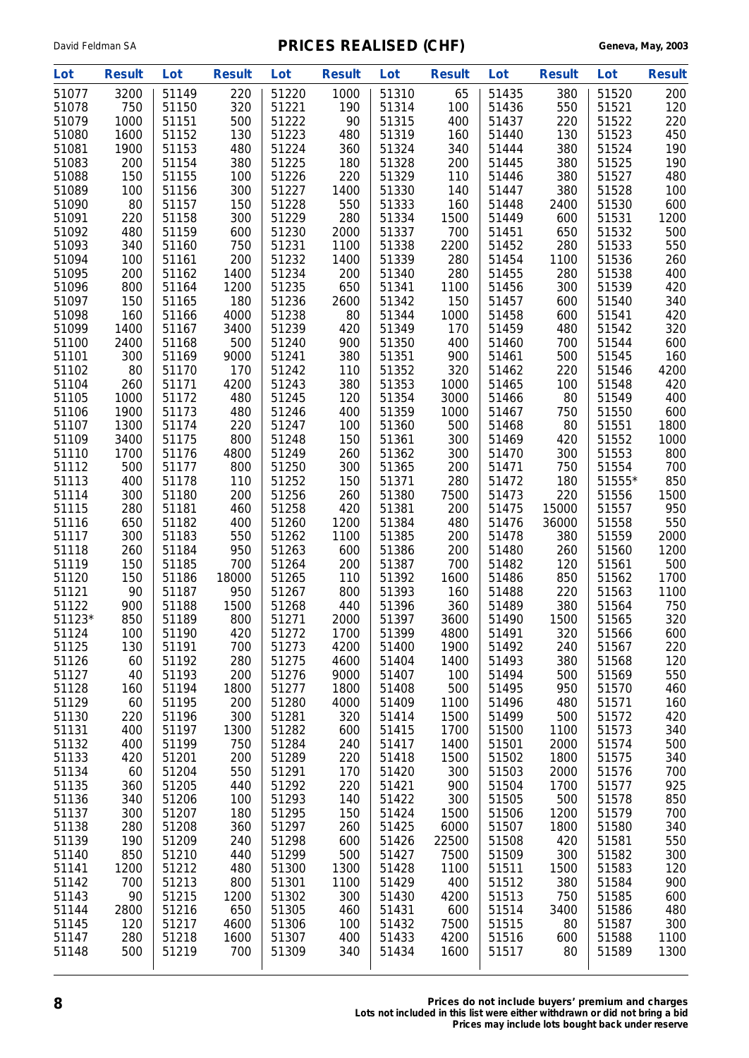# PRICES REALISED (CHF)

| Lot | Result | Lot | Result | Lot | Result | Lot | Result | Lot | Result | Lot | Result |
|---|---|---|---|---|---|---|---|---|---|---|---|
| 51077 | 3200 | 51149 | 220 | 51220 | 1000 | 51310 | 65 | 51435 | 380 | 51520 | 200 |
| 51078 | 750 | 51150 | 320 | 51221 | 190 | 51314 | 100 | 51436 | 550 | 51521 | 120 |
| 51079 | 1000 | 51151 | 500 | 51222 | 90 | 51315 | 400 | 51437 | 220 | 51522 | 220 |
| 51080 | 1600 | 51152 | 130 | 51223 | 480 | 51319 | 160 | 51440 | 130 | 51523 | 450 |
| 51081 | 1900 | 51153 | 480 | 51224 | 360 | 51324 | 340 | 51444 | 380 | 51524 | 190 |
| 51083 | 200 | 51154 | 380 | 51225 | 180 | 51328 | 200 | 51445 | 380 | 51525 | 190 |
| 51088 | 150 | 51155 | 100 | 51226 | 220 | 51329 | 110 | 51446 | 380 | 51527 | 480 |
| 51089 | 100 | 51156 | 300 | 51227 | 1400 | 51330 | 140 | 51447 | 380 | 51528 | 100 |
| 51090 | 80 | 51157 | 150 | 51228 | 550 | 51333 | 160 | 51448 | 2400 | 51530 | 600 |
| 51091 | 220 | 51158 | 300 | 51229 | 280 | 51334 | 1500 | 51449 | 600 | 51531 | 1200 |
| 51092 | 480 | 51159 | 600 | 51230 | 2000 | 51337 | 700 | 51451 | 650 | 51532 | 500 |
| 51093 | 340 | 51160 | 750 | 51231 | 1100 | 51338 | 2200 | 51452 | 280 | 51533 | 550 |
| 51094 | 100 | 51161 | 200 | 51232 | 1400 | 51339 | 280 | 51454 | 1100 | 51536 | 260 |
| 51095 | 200 | 51162 | 1400 | 51234 | 200 | 51340 | 280 | 51455 | 280 | 51538 | 400 |
| 51096 | 800 | 51164 | 1200 | 51235 | 650 | 51341 | 1100 | 51456 | 300 | 51539 | 420 |
| 51097 | 150 | 51165 | 180 | 51236 | 2600 | 51342 | 150 | 51457 | 600 | 51540 | 340 |
| 51098 | 160 | 51166 | 4000 | 51238 | 80 | 51344 | 1000 | 51458 | 600 | 51541 | 420 |
| 51099 | 1400 | 51167 | 3400 | 51239 | 420 | 51349 | 170 | 51459 | 480 | 51542 | 320 |
| 51100 | 2400 | 51168 | 500 | 51240 | 900 | 51350 | 400 | 51460 | 700 | 51544 | 600 |
| 51101 | 300 | 51169 | 9000 | 51241 | 380 | 51351 | 900 | 51461 | 500 | 51545 | 160 |
| 51102 | 80 | 51170 | 170 | 51242 | 110 | 51352 | 320 | 51462 | 220 | 51546 | 4200 |
| 51104 | 260 | 51171 | 4200 | 51243 | 380 | 51353 | 1000 | 51465 | 100 | 51548 | 420 |
| 51105 | 1000 | 51172 | 480 | 51245 | 120 | 51354 | 3000 | 51466 | 80 | 51549 | 400 |
| 51106 | 1900 | 51173 | 480 | 51246 | 400 | 51359 | 1000 | 51467 | 750 | 51550 | 600 |
| 51107 | 1300 | 51174 | 220 | 51247 | 100 | 51360 | 500 | 51468 | 80 | 51551 | 1800 |
| 51109 | 3400 | 51175 | 800 | 51248 | 150 | 51361 | 300 | 51469 | 420 | 51552 | 1000 |
| 51110 | 1700 | 51176 | 4800 | 51249 | 260 | 51362 | 300 | 51470 | 300 | 51553 | 800 |
| 51112 | 500 | 51177 | 800 | 51250 | 300 | 51365 | 200 | 51471 | 750 | 51554 | 700 |
| 51113 | 400 | 51178 | 110 | 51252 | 150 | 51371 | 280 | 51472 | 180 | 51555* | 850 |
| 51114 | 300 | 51180 | 200 | 51256 | 260 | 51380 | 7500 | 51473 | 220 | 51556 | 1500 |
| 51115 | 280 | 51181 | 460 | 51258 | 420 | 51381 | 200 | 51475 | 15000 | 51557 | 950 |
| 51116 | 650 | 51182 | 400 | 51260 | 1200 | 51384 | 480 | 51476 | 36000 | 51558 | 550 |
| 51117 | 300 | 51183 | 550 | 51262 | 1100 | 51385 | 200 | 51478 | 380 | 51559 | 2000 |
| 51118 | 260 | 51184 | 950 | 51263 | 600 | 51386 | 200 | 51480 | 260 | 51560 | 1200 |
| 51119 | 150 | 51185 | 700 | 51264 | 200 | 51387 | 700 | 51482 | 120 | 51561 | 500 |
| 51120 | 150 | 51186 | 18000 | 51265 | 110 | 51392 | 1600 | 51486 | 850 | 51562 | 1700 |
| 51121 | 90 | 51187 | 950 | 51267 | 800 | 51393 | 160 | 51488 | 220 | 51563 | 1100 |
| 51122 | 900 | 51188 | 1500 | 51268 | 440 | 51396 | 360 | 51489 | 380 | 51564 | 750 |
| 51123* | 850 | 51189 | 800 | 51271 | 2000 | 51397 | 3600 | 51490 | 1500 | 51565 | 320 |
| 51124 | 100 | 51190 | 420 | 51272 | 1700 | 51399 | 4800 | 51491 | 320 | 51566 | 600 |
| 51125 | 130 | 51191 | 700 | 51273 | 4200 | 51400 | 1900 | 51492 | 240 | 51567 | 220 |
| 51126 | 60 | 51192 | 280 | 51275 | 4600 | 51404 | 1400 | 51493 | 380 | 51568 | 120 |
| 51127 | 40 | 51193 | 200 | 51276 | 9000 | 51407 | 100 | 51494 | 500 | 51569 | 550 |
| 51128 | 160 | 51194 | 1800 | 51277 | 1800 | 51408 | 500 | 51495 | 950 | 51570 | 460 |
| 51129 | 60 | 51195 | 200 | 51280 | 4000 | 51409 | 1100 | 51496 | 480 | 51571 | 160 |
| 51130 | 220 | 51196 | 300 | 51281 | 320 | 51414 | 1500 | 51499 | 500 | 51572 | 420 |
| 51131 | 400 | 51197 | 1300 | 51282 | 600 | 51415 | 1700 | 51500 | 1100 | 51573 | 340 |
| 51132 | 400 | 51199 | 750 | 51284 | 240 | 51417 | 1400 | 51501 | 2000 | 51574 | 500 |
| 51133 | 420 | 51201 | 200 | 51289 | 220 | 51418 | 1500 | 51502 | 1800 | 51575 | 340 |
| 51134 | 60 | 51204 | 550 | 51291 | 170 | 51420 | 300 | 51503 | 2000 | 51576 | 700 |
| 51135 | 360 | 51205 | 440 | 51292 | 220 | 51421 | 900 | 51504 | 1700 | 51577 | 925 |
| 51136 | 340 | 51206 | 100 | 51293 | 140 | 51422 | 300 | 51505 | 500 | 51578 | 850 |
| 51137 | 300 | 51207 | 180 | 51295 | 150 | 51424 | 1500 | 51506 | 1200 | 51579 | 700 |
| 51138 | 280 | 51208 | 360 | 51297 | 260 | 51425 | 6000 | 51507 | 1800 | 51580 | 340 |
| 51139 | 190 | 51209 | 240 | 51298 | 600 | 51426 | 22500 | 51508 | 420 | 51581 | 550 |
| 51140 | 850 | 51210 | 440 | 51299 | 500 | 51427 | 7500 | 51509 | 300 | 51582 | 300 |
| 51141 | 1200 | 51212 | 480 | 51300 | 1300 | 51428 | 1100 | 51511 | 1500 | 51583 | 120 |
| 51142 | 700 | 51213 | 800 | 51301 | 1100 | 51429 | 400 | 51512 | 380 | 51584 | 900 |
| 51143 | 90 | 51215 | 1200 | 51302 | 300 | 51430 | 4200 | 51513 | 750 | 51585 | 600 |
| 51144 | 2800 | 51216 | 650 | 51305 | 460 | 51431 | 600 | 51514 | 3400 | 51586 | 480 |
| 51145 | 120 | 51217 | 4600 | 51306 | 100 | 51432 | 7500 | 51515 | 80 | 51587 | 300 |
| 51147 | 280 | 51218 | 1600 | 51307 | 400 | 51433 | 4200 | 51516 | 600 | 51588 | 1100 |
| 51148 | 500 | 51219 | 700 | 51309 | 340 | 51434 | 1600 | 51517 | 80 | 51589 | 1300 |

**Prices do not include buyers' premium and charges**
**Lots not included in this list were either withdrawn or did not bring a bid**
**Prices may include lots bought back under reserve**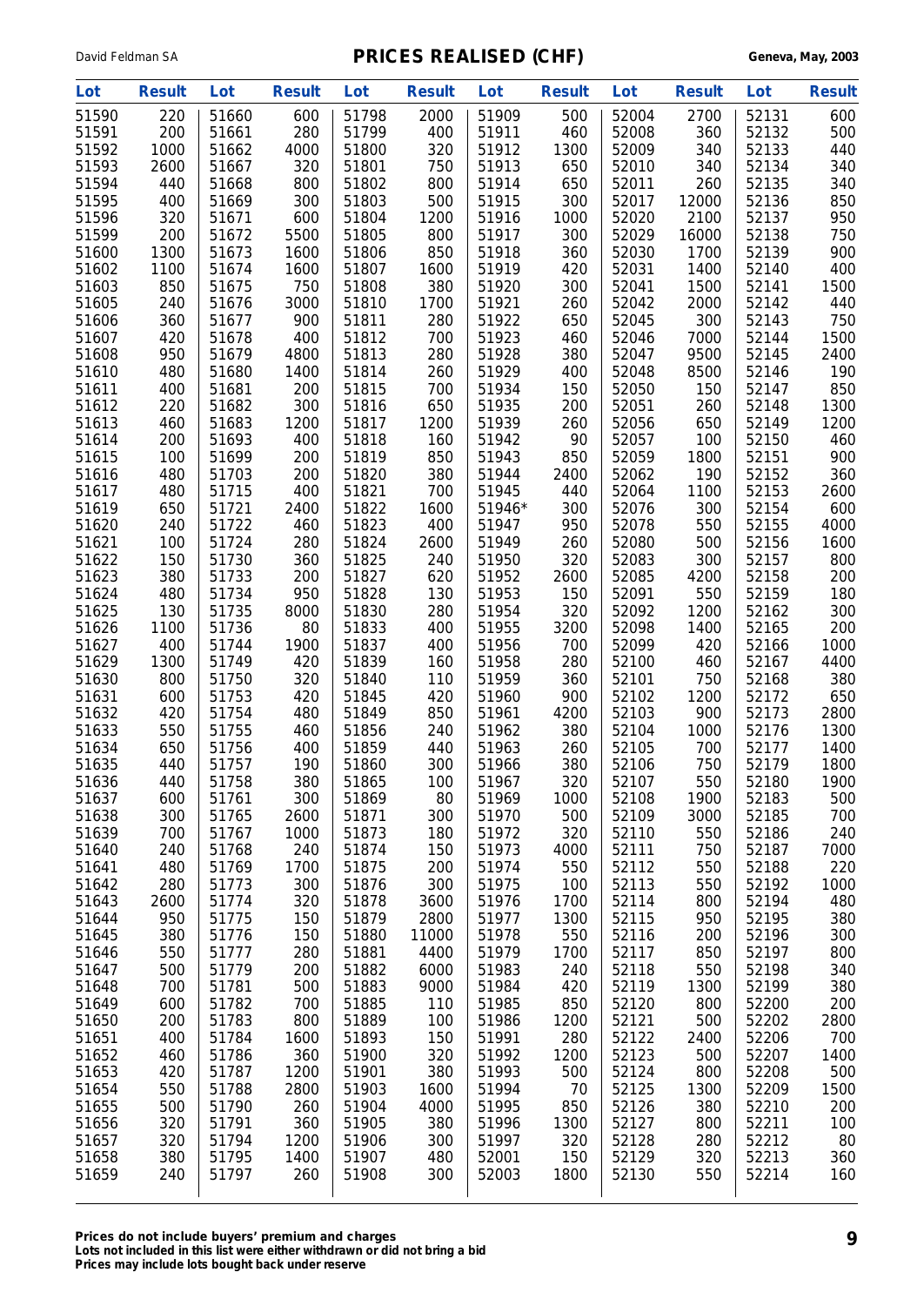# PRICES REALISED (CHF)

| Lot | Result | Lot | Result | Lot | Result | Lot | Result | Lot | Result | Lot | Result |
|---|---|---|---|---|---|---|---|---|---|---|---|
| 51590 | 220 | 51660 | 600 | 51798 | 2000 | 51909 | 500 | 52004 | 2700 | 52131 | 600 |
| 51591 | 200 | 51661 | 280 | 51799 | 400 | 51911 | 460 | 52008 | 360 | 52132 | 500 |
| 51592 | 1000 | 51662 | 4000 | 51800 | 320 | 51912 | 1300 | 52009 | 340 | 52133 | 440 |
| 51593 | 2600 | 51667 | 320 | 51801 | 750 | 51913 | 650 | 52010 | 340 | 52134 | 340 |
| 51594 | 440 | 51668 | 800 | 51802 | 800 | 51914 | 650 | 52011 | 260 | 52135 | 340 |
| 51595 | 400 | 51669 | 300 | 51803 | 500 | 51915 | 300 | 52017 | 12000 | 52136 | 850 |
| 51596 | 320 | 51671 | 600 | 51804 | 1200 | 51916 | 1000 | 52020 | 2100 | 52137 | 950 |
| 51599 | 200 | 51672 | 5500 | 51805 | 800 | 51917 | 300 | 52029 | 16000 | 52138 | 750 |
| 51600 | 1300 | 51673 | 1600 | 51806 | 850 | 51918 | 360 | 52030 | 1700 | 52139 | 900 |
| 51602 | 1100 | 51674 | 1600 | 51807 | 1600 | 51919 | 420 | 52031 | 1400 | 52140 | 400 |
| 51603 | 850 | 51675 | 750 | 51808 | 380 | 51920 | 300 | 52041 | 1500 | 52141 | 1500 |
| 51605 | 240 | 51676 | 3000 | 51810 | 1700 | 51921 | 260 | 52042 | 2000 | 52142 | 440 |
| 51606 | 360 | 51677 | 900 | 51811 | 280 | 51922 | 650 | 52045 | 300 | 52143 | 750 |
| 51607 | 420 | 51678 | 400 | 51812 | 700 | 51923 | 460 | 52046 | 7000 | 52144 | 1500 |
| 51608 | 950 | 51679 | 4800 | 51813 | 280 | 51928 | 380 | 52047 | 9500 | 52145 | 2400 |
| 51610 | 480 | 51680 | 1400 | 51814 | 260 | 51929 | 400 | 52048 | 8500 | 52146 | 190 |
| 51611 | 400 | 51681 | 200 | 51815 | 700 | 51934 | 150 | 52050 | 150 | 52147 | 850 |
| 51612 | 220 | 51682 | 300 | 51816 | 650 | 51935 | 200 | 52051 | 260 | 52148 | 1300 |
| 51613 | 460 | 51683 | 1200 | 51817 | 1200 | 51939 | 260 | 52056 | 650 | 52149 | 1200 |
| 51614 | 200 | 51693 | 400 | 51818 | 160 | 51942 | 90 | 52057 | 100 | 52150 | 460 |
| 51615 | 100 | 51699 | 200 | 51819 | 850 | 51943 | 850 | 52059 | 1800 | 52151 | 900 |
| 51616 | 480 | 51703 | 200 | 51820 | 380 | 51944 | 2400 | 52062 | 190 | 52152 | 360 |
| 51617 | 480 | 51715 | 400 | 51821 | 700 | 51945 | 440 | 52064 | 1100 | 52153 | 2600 |
| 51619 | 650 | 51721 | 2400 | 51822 | 1600 | 51946* | 300 | 52076 | 300 | 52154 | 600 |
| 51620 | 240 | 51722 | 460 | 51823 | 400 | 51947 | 950 | 52078 | 550 | 52155 | 4000 |
| 51621 | 100 | 51724 | 280 | 51824 | 2600 | 51949 | 260 | 52080 | 500 | 52156 | 1600 |
| 51622 | 150 | 51730 | 360 | 51825 | 240 | 51950 | 320 | 52083 | 300 | 52157 | 800 |
| 51623 | 380 | 51733 | 200 | 51827 | 620 | 51952 | 2600 | 52085 | 4200 | 52158 | 200 |
| 51624 | 480 | 51734 | 950 | 51828 | 130 | 51953 | 150 | 52091 | 550 | 52159 | 180 |
| 51625 | 130 | 51735 | 8000 | 51830 | 280 | 51954 | 320 | 52092 | 1200 | 52162 | 300 |
| 51626 | 1100 | 51736 | 80 | 51833 | 400 | 51955 | 3200 | 52098 | 1400 | 52165 | 200 |
| 51627 | 400 | 51744 | 1900 | 51837 | 400 | 51956 | 700 | 52099 | 420 | 52166 | 1000 |
| 51629 | 1300 | 51749 | 420 | 51839 | 160 | 51958 | 280 | 52100 | 460 | 52167 | 4400 |
| 51630 | 800 | 51750 | 320 | 51840 | 110 | 51959 | 360 | 52101 | 750 | 52168 | 380 |
| 51631 | 600 | 51753 | 420 | 51845 | 420 | 51960 | 900 | 52102 | 1200 | 52172 | 650 |
| 51632 | 420 | 51754 | 480 | 51849 | 850 | 51961 | 4200 | 52103 | 900 | 52173 | 2800 |
| 51633 | 550 | 51755 | 460 | 51856 | 240 | 51962 | 380 | 52104 | 1000 | 52176 | 1300 |
| 51634 | 650 | 51756 | 400 | 51859 | 440 | 51963 | 260 | 52105 | 700 | 52177 | 1400 |
| 51635 | 440 | 51757 | 190 | 51860 | 300 | 51966 | 380 | 52106 | 750 | 52179 | 1800 |
| 51636 | 440 | 51758 | 380 | 51865 | 100 | 51967 | 320 | 52107 | 550 | 52180 | 1900 |
| 51637 | 600 | 51761 | 300 | 51869 | 80 | 51969 | 1000 | 52108 | 1900 | 52183 | 500 |
| 51638 | 300 | 51765 | 2600 | 51871 | 300 | 51970 | 500 | 52109 | 3000 | 52185 | 700 |
| 51639 | 700 | 51767 | 1000 | 51873 | 180 | 51972 | 320 | 52110 | 550 | 52186 | 240 |
| 51640 | 240 | 51768 | 240 | 51874 | 150 | 51973 | 4000 | 52111 | 750 | 52187 | 7000 |
| 51641 | 480 | 51769 | 1700 | 51875 | 200 | 51974 | 550 | 52112 | 550 | 52188 | 220 |
| 51642 | 280 | 51773 | 300 | 51876 | 300 | 51975 | 100 | 52113 | 550 | 52192 | 1000 |
| 51643 | 2600 | 51774 | 320 | 51878 | 3600 | 51976 | 1700 | 52114 | 800 | 52194 | 480 |
| 51644 | 950 | 51775 | 150 | 51879 | 2800 | 51977 | 1300 | 52115 | 950 | 52195 | 380 |
| 51645 | 380 | 51776 | 150 | 51880 | 11000 | 51978 | 550 | 52116 | 200 | 52196 | 300 |
| 51646 | 550 | 51777 | 280 | 51881 | 4400 | 51979 | 1700 | 52117 | 850 | 52197 | 800 |
| 51647 | 500 | 51779 | 200 | 51882 | 6000 | 51983 | 240 | 52118 | 550 | 52198 | 340 |
| 51648 | 700 | 51781 | 500 | 51883 | 9000 | 51984 | 420 | 52119 | 1300 | 52199 | 380 |
| 51649 | 600 | 51782 | 700 | 51885 | 110 | 51985 | 850 | 52120 | 800 | 52200 | 200 |
| 51650 | 200 | 51783 | 800 | 51889 | 100 | 51986 | 1200 | 52121 | 500 | 52202 | 2800 |
| 51651 | 400 | 51784 | 1600 | 51893 | 150 | 51991 | 280 | 52122 | 2400 | 52206 | 700 |
| 51652 | 460 | 51786 | 360 | 51900 | 320 | 51992 | 1200 | 52123 | 500 | 52207 | 1400 |
| 51653 | 420 | 51787 | 1200 | 51901 | 380 | 51993 | 500 | 52124 | 800 | 52208 | 500 |
| 51654 | 550 | 51788 | 2800 | 51903 | 1600 | 51994 | 70 | 52125 | 1300 | 52209 | 1500 |
| 51655 | 500 | 51790 | 260 | 51904 | 4000 | 51995 | 850 | 52126 | 380 | 52210 | 200 |
| 51656 | 320 | 51791 | 360 | 51905 | 380 | 51996 | 1300 | 52127 | 800 | 52211 | 100 |
| 51657 | 320 | 51794 | 1200 | 51906 | 300 | 51997 | 320 | 52128 | 280 | 52212 | 80 |
| 51658 | 380 | 51795 | 1400 | 51907 | 480 | 52001 | 150 | 52129 | 320 | 52213 | 360 |
| 51659 | 240 | 51797 | 260 | 51908 | 300 | 52003 | 1800 | 52130 | 550 | 52214 | 160 |

**Prices do not include buyers' premium and charges**
**Lots not included in this list were either withdrawn or did not bring a bid**
**Prices may include lots bought back under reserve**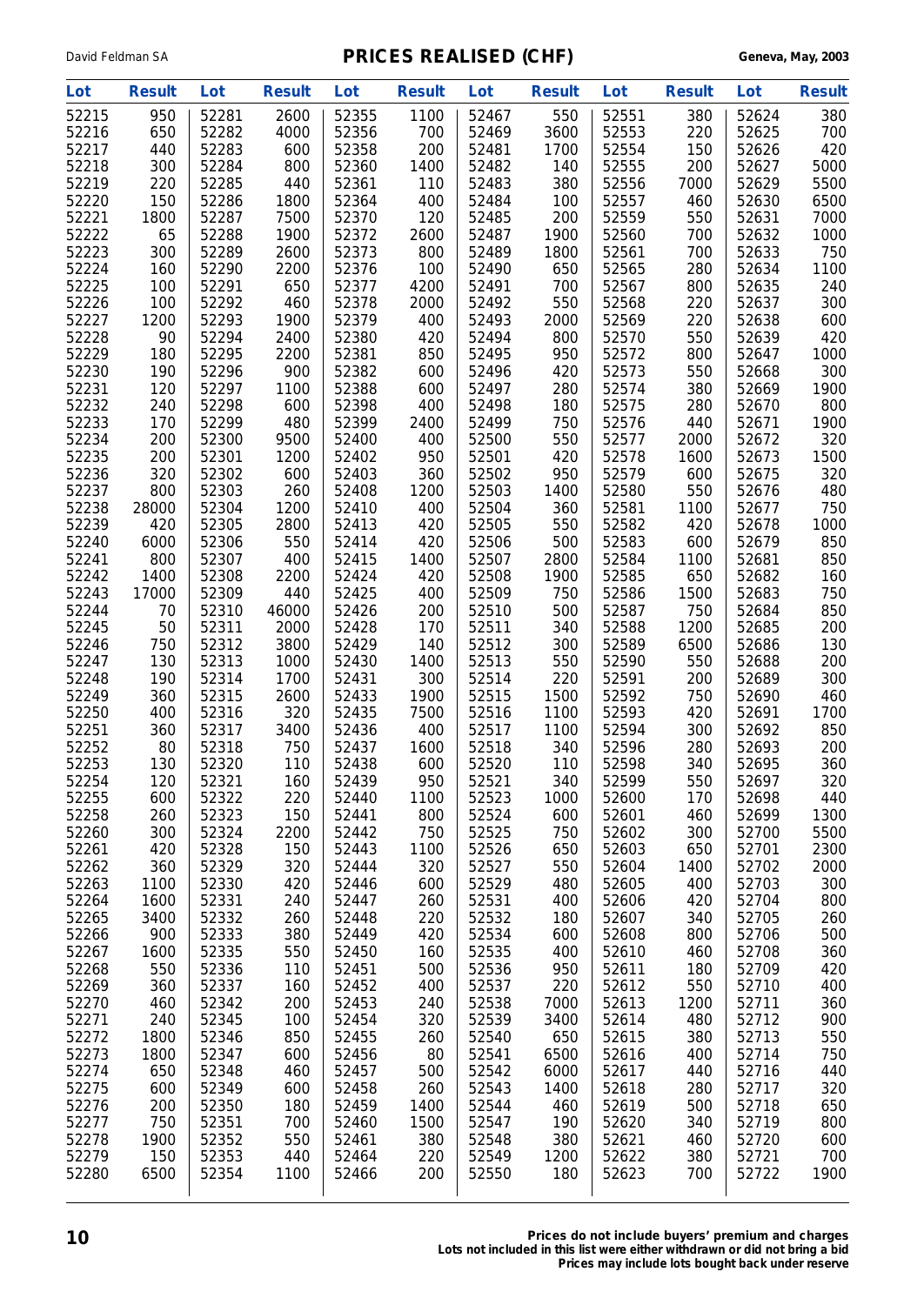# PRICES REALISED (CHF)

| Lot | Result | Lot | Result | Lot | Result | Lot | Result | Lot | Result | Lot | Result |
|---|---|---|---|---|---|---|---|---|---|---|---|
| 52215 | 950 | 52281 | 2600 | 52355 | 1100 | 52467 | 550 | 52551 | 380 | 52624 | 380 |
| 52216 | 650 | 52282 | 4000 | 52356 | 700 | 52469 | 3600 | 52553 | 220 | 52625 | 700 |
| 52217 | 440 | 52283 | 600 | 52358 | 200 | 52481 | 1700 | 52554 | 150 | 52626 | 420 |
| 52218 | 300 | 52284 | 800 | 52360 | 1400 | 52482 | 140 | 52555 | 200 | 52627 | 5000 |
| 52219 | 220 | 52285 | 440 | 52361 | 110 | 52483 | 380 | 52556 | 7000 | 52629 | 5500 |
| 52220 | 150 | 52286 | 1800 | 52364 | 400 | 52484 | 100 | 52557 | 460 | 52630 | 6500 |
| 52221 | 1800 | 52287 | 7500 | 52370 | 120 | 52485 | 200 | 52559 | 550 | 52631 | 7000 |
| 52222 | 65 | 52288 | 1900 | 52372 | 2600 | 52487 | 1900 | 52560 | 700 | 52632 | 1000 |
| 52223 | 300 | 52289 | 2600 | 52373 | 800 | 52489 | 1800 | 52561 | 700 | 52633 | 750 |
| 52224 | 160 | 52290 | 2200 | 52376 | 100 | 52490 | 650 | 52565 | 280 | 52634 | 1100 |
| 52225 | 100 | 52291 | 650 | 52377 | 4200 | 52491 | 700 | 52567 | 800 | 52635 | 240 |
| 52226 | 100 | 52292 | 460 | 52378 | 2000 | 52492 | 550 | 52568 | 220 | 52637 | 300 |
| 52227 | 1200 | 52293 | 1900 | 52379 | 400 | 52493 | 2000 | 52569 | 220 | 52638 | 600 |
| 52228 | 90 | 52294 | 2400 | 52380 | 420 | 52494 | 800 | 52570 | 550 | 52639 | 420 |
| 52229 | 180 | 52295 | 2200 | 52381 | 850 | 52495 | 950 | 52572 | 800 | 52647 | 1000 |
| 52230 | 190 | 52296 | 900 | 52382 | 600 | 52496 | 420 | 52573 | 550 | 52668 | 300 |
| 52231 | 120 | 52297 | 1100 | 52388 | 600 | 52497 | 280 | 52574 | 380 | 52669 | 1900 |
| 52232 | 240 | 52298 | 600 | 52398 | 400 | 52498 | 180 | 52575 | 280 | 52670 | 800 |
| 52233 | 170 | 52299 | 480 | 52399 | 2400 | 52499 | 750 | 52576 | 440 | 52671 | 1900 |
| 52234 | 200 | 52300 | 9500 | 52400 | 400 | 52500 | 550 | 52577 | 2000 | 52672 | 320 |
| 52235 | 200 | 52301 | 1200 | 52402 | 950 | 52501 | 420 | 52578 | 1600 | 52673 | 1500 |
| 52236 | 320 | 52302 | 600 | 52403 | 360 | 52502 | 950 | 52579 | 600 | 52675 | 320 |
| 52237 | 800 | 52303 | 260 | 52408 | 1200 | 52503 | 1400 | 52580 | 550 | 52676 | 480 |
| 52238 | 28000 | 52304 | 1200 | 52410 | 400 | 52504 | 360 | 52581 | 1100 | 52677 | 750 |
| 52239 | 420 | 52305 | 2800 | 52413 | 420 | 52505 | 550 | 52582 | 420 | 52678 | 1000 |
| 52240 | 6000 | 52306 | 550 | 52414 | 420 | 52506 | 500 | 52583 | 600 | 52679 | 850 |
| 52241 | 800 | 52307 | 400 | 52415 | 1400 | 52507 | 2800 | 52584 | 1100 | 52681 | 850 |
| 52242 | 1400 | 52308 | 2200 | 52424 | 420 | 52508 | 1900 | 52585 | 650 | 52682 | 160 |
| 52243 | 17000 | 52309 | 440 | 52425 | 400 | 52509 | 750 | 52586 | 1500 | 52683 | 750 |
| 52244 | 70 | 52310 | 46000 | 52426 | 200 | 52510 | 500 | 52587 | 750 | 52684 | 850 |
| 52245 | 50 | 52311 | 2000 | 52428 | 170 | 52511 | 340 | 52588 | 1200 | 52685 | 200 |
| 52246 | 750 | 52312 | 3800 | 52429 | 140 | 52512 | 300 | 52589 | 6500 | 52686 | 130 |
| 52247 | 130 | 52313 | 1000 | 52430 | 1400 | 52513 | 550 | 52590 | 550 | 52688 | 200 |
| 52248 | 190 | 52314 | 1700 | 52431 | 300 | 52514 | 220 | 52591 | 200 | 52689 | 300 |
| 52249 | 360 | 52315 | 2600 | 52433 | 1900 | 52515 | 1500 | 52592 | 750 | 52690 | 460 |
| 52250 | 400 | 52316 | 320 | 52435 | 7500 | 52516 | 1100 | 52593 | 420 | 52691 | 1700 |
| 52251 | 360 | 52317 | 3400 | 52436 | 400 | 52517 | 1100 | 52594 | 300 | 52692 | 850 |
| 52252 | 80 | 52318 | 750 | 52437 | 1600 | 52518 | 340 | 52596 | 280 | 52693 | 200 |
| 52253 | 130 | 52320 | 110 | 52438 | 600 | 52520 | 110 | 52598 | 340 | 52695 | 360 |
| 52254 | 120 | 52321 | 160 | 52439 | 950 | 52521 | 340 | 52599 | 550 | 52697 | 320 |
| 52255 | 600 | 52322 | 220 | 52440 | 1100 | 52523 | 1000 | 52600 | 170 | 52698 | 440 |
| 52258 | 260 | 52323 | 150 | 52441 | 800 | 52524 | 600 | 52601 | 460 | 52699 | 1300 |
| 52260 | 300 | 52324 | 2200 | 52442 | 750 | 52525 | 750 | 52602 | 300 | 52700 | 5500 |
| 52261 | 420 | 52328 | 150 | 52443 | 1100 | 52526 | 650 | 52603 | 650 | 52701 | 2300 |
| 52262 | 360 | 52329 | 320 | 52444 | 320 | 52527 | 550 | 52604 | 1400 | 52702 | 2000 |
| 52263 | 1100 | 52330 | 420 | 52446 | 600 | 52529 | 480 | 52605 | 400 | 52703 | 300 |
| 52264 | 1600 | 52331 | 240 | 52447 | 260 | 52531 | 400 | 52606 | 420 | 52704 | 800 |
| 52265 | 3400 | 52332 | 260 | 52448 | 220 | 52532 | 180 | 52607 | 340 | 52705 | 260 |
| 52266 | 900 | 52333 | 380 | 52449 | 420 | 52534 | 600 | 52608 | 800 | 52706 | 500 |
| 52267 | 1600 | 52335 | 550 | 52450 | 160 | 52535 | 400 | 52610 | 460 | 52708 | 360 |
| 52268 | 550 | 52336 | 110 | 52451 | 500 | 52536 | 950 | 52611 | 180 | 52709 | 420 |
| 52269 | 360 | 52337 | 160 | 52452 | 400 | 52537 | 220 | 52612 | 550 | 52710 | 400 |
| 52270 | 460 | 52342 | 200 | 52453 | 240 | 52538 | 7000 | 52613 | 1200 | 52711 | 360 |
| 52271 | 240 | 52345 | 100 | 52454 | 320 | 52539 | 3400 | 52614 | 480 | 52712 | 900 |
| 52272 | 1800 | 52346 | 850 | 52455 | 260 | 52540 | 650 | 52615 | 380 | 52713 | 550 |
| 52273 | 1800 | 52347 | 600 | 52456 | 80 | 52541 | 6500 | 52616 | 400 | 52714 | 750 |
| 52274 | 650 | 52348 | 460 | 52457 | 500 | 52542 | 6000 | 52617 | 440 | 52716 | 440 |
| 52275 | 600 | 52349 | 600 | 52458 | 260 | 52543 | 1400 | 52618 | 280 | 52717 | 320 |
| 52276 | 200 | 52350 | 180 | 52459 | 1400 | 52544 | 460 | 52619 | 500 | 52718 | 650 |
| 52277 | 750 | 52351 | 700 | 52460 | 1500 | 52547 | 190 | 52620 | 340 | 52719 | 800 |
| 52278 | 1900 | 52352 | 550 | 52461 | 380 | 52548 | 380 | 52621 | 460 | 52720 | 600 |
| 52279 | 150 | 52353 | 440 | 52464 | 220 | 52549 | 1200 | 52622 | 380 | 52721 | 700 |
| 52280 | 6500 | 52354 | 1100 | 52466 | 200 | 52550 | 180 | 52623 | 700 | 52722 | 1900 |

**Prices do not include buyers' premium and charges**
**Lots not included in this list were either withdrawn or did not bring a bid**
**Prices may include lots bought back under reserve**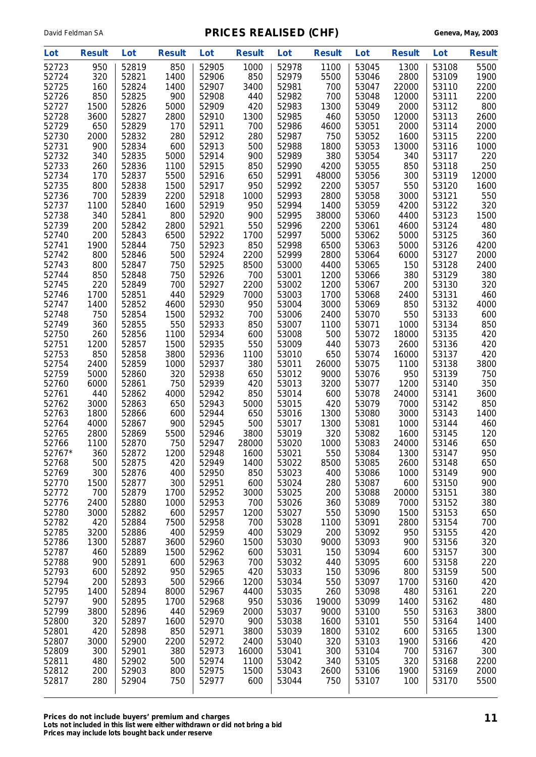# PRICES REALISED (CHF)

| Lot | Result | Lot | Result | Lot | Result | Lot | Result | Lot | Result | Lot | Result |
|---|---|---|---|---|---|---|---|---|---|---|---|
| 52723 | 950 | 52819 | 850 | 52905 | 1000 | 52978 | 1100 | 53045 | 1300 | 53108 | 5500 |
| 52724 | 320 | 52821 | 1400 | 52906 | 850 | 52979 | 5500 | 53046 | 2800 | 53109 | 1900 |
| 52725 | 160 | 52824 | 1400 | 52907 | 3400 | 52981 | 700 | 53047 | 22000 | 53110 | 2200 |
| 52726 | 850 | 52825 | 900 | 52908 | 440 | 52982 | 700 | 53048 | 12000 | 53111 | 2200 |
| 52727 | 1500 | 52826 | 5000 | 52909 | 420 | 52983 | 1300 | 53049 | 2000 | 53112 | 800 |
| 52728 | 3600 | 52827 | 2800 | 52910 | 1300 | 52985 | 460 | 53050 | 12000 | 53113 | 2600 |
| 52729 | 650 | 52829 | 170 | 52911 | 700 | 52986 | 4600 | 53051 | 2000 | 53114 | 2000 |
| 52730 | 2000 | 52832 | 280 | 52912 | 280 | 52987 | 750 | 53052 | 1600 | 53115 | 2200 |
| 52731 | 900 | 52834 | 600 | 52913 | 500 | 52988 | 1800 | 53053 | 13000 | 53116 | 1000 |
| 52732 | 340 | 52835 | 5000 | 52914 | 900 | 52989 | 380 | 53054 | 340 | 53117 | 220 |
| 52733 | 260 | 52836 | 1100 | 52915 | 850 | 52990 | 4200 | 53055 | 850 | 53118 | 250 |
| 52734 | 170 | 52837 | 5500 | 52916 | 650 | 52991 | 48000 | 53056 | 300 | 53119 | 12000 |
| 52735 | 800 | 52838 | 1500 | 52917 | 950 | 52992 | 2200 | 53057 | 550 | 53120 | 1600 |
| 52736 | 700 | 52839 | 2200 | 52918 | 1000 | 52993 | 2800 | 53058 | 3000 | 53121 | 550 |
| 52737 | 1100 | 52840 | 1600 | 52919 | 950 | 52994 | 1400 | 53059 | 4200 | 53122 | 320 |
| 52738 | 340 | 52841 | 800 | 52920 | 900 | 52995 | 38000 | 53060 | 4400 | 53123 | 1500 |
| 52739 | 200 | 52842 | 2800 | 52921 | 550 | 52996 | 2200 | 53061 | 4600 | 53124 | 480 |
| 52740 | 200 | 52843 | 6500 | 52922 | 1700 | 52997 | 5000 | 53062 | 5000 | 53125 | 360 |
| 52741 | 1900 | 52844 | 750 | 52923 | 850 | 52998 | 6500 | 53063 | 5000 | 53126 | 4200 |
| 52742 | 800 | 52846 | 500 | 52924 | 2200 | 52999 | 2800 | 53064 | 6000 | 53127 | 2000 |
| 52743 | 800 | 52847 | 750 | 52925 | 8500 | 53000 | 4400 | 53065 | 150 | 53128 | 2400 |
| 52744 | 850 | 52848 | 750 | 52926 | 700 | 53001 | 1200 | 53066 | 380 | 53129 | 380 |
| 52745 | 220 | 52849 | 700 | 52927 | 2200 | 53002 | 1200 | 53067 | 200 | 53130 | 320 |
| 52746 | 1700 | 52851 | 440 | 52929 | 7000 | 53003 | 1700 | 53068 | 2400 | 53131 | 460 |
| 52747 | 1400 | 52852 | 4600 | 52930 | 950 | 53004 | 3000 | 53069 | 850 | 53132 | 4000 |
| 52748 | 750 | 52854 | 1500 | 52932 | 700 | 53006 | 2400 | 53070 | 550 | 53133 | 600 |
| 52749 | 360 | 52855 | 550 | 52933 | 850 | 53007 | 1100 | 53071 | 1000 | 53134 | 850 |
| 52750 | 260 | 52856 | 1100 | 52934 | 600 | 53008 | 500 | 53072 | 18000 | 53135 | 420 |
| 52751 | 1200 | 52857 | 1500 | 52935 | 550 | 53009 | 440 | 53073 | 2600 | 53136 | 420 |
| 52753 | 850 | 52858 | 3800 | 52936 | 1100 | 53010 | 650 | 53074 | 16000 | 53137 | 420 |
| 52754 | 2400 | 52859 | 1000 | 52937 | 380 | 53011 | 26000 | 53075 | 1100 | 53138 | 3800 |
| 52759 | 5000 | 52860 | 320 | 52938 | 650 | 53012 | 9000 | 53076 | 950 | 53139 | 750 |
| 52760 | 6000 | 52861 | 750 | 52939 | 420 | 53013 | 3200 | 53077 | 1200 | 53140 | 350 |
| 52761 | 440 | 52862 | 4000 | 52942 | 850 | 53014 | 600 | 53078 | 24000 | 53141 | 3600 |
| 52762 | 3000 | 52863 | 650 | 52943 | 5000 | 53015 | 420 | 53079 | 7000 | 53142 | 850 |
| 52763 | 1800 | 52866 | 600 | 52944 | 650 | 53016 | 1300 | 53080 | 3000 | 53143 | 1400 |
| 52764 | 4000 | 52867 | 900 | 52945 | 500 | 53017 | 1300 | 53081 | 1000 | 53144 | 460 |
| 52765 | 2800 | 52869 | 5500 | 52946 | 3800 | 53019 | 320 | 53082 | 1600 | 53145 | 120 |
| 52766 | 1100 | 52870 | 750 | 52947 | 28000 | 53020 | 1000 | 53083 | 24000 | 53146 | 650 |
| 52767* | 360 | 52872 | 1200 | 52948 | 1600 | 53021 | 550 | 53084 | 1300 | 53147 | 950 |
| 52768 | 500 | 52875 | 420 | 52949 | 1400 | 53022 | 8500 | 53085 | 2600 | 53148 | 650 |
| 52769 | 300 | 52876 | 400 | 52950 | 850 | 53023 | 400 | 53086 | 1000 | 53149 | 900 |
| 52770 | 1500 | 52877 | 300 | 52951 | 600 | 53024 | 280 | 53087 | 600 | 53150 | 900 |
| 52772 | 700 | 52879 | 1700 | 52952 | 3000 | 53025 | 200 | 53088 | 20000 | 53151 | 380 |
| 52776 | 2400 | 52880 | 1000 | 52953 | 700 | 53026 | 360 | 53089 | 7000 | 53152 | 380 |
| 52780 | 3000 | 52882 | 600 | 52957 | 1200 | 53027 | 550 | 53090 | 1500 | 53153 | 650 |
| 52782 | 420 | 52884 | 7500 | 52958 | 700 | 53028 | 1100 | 53091 | 2800 | 53154 | 700 |
| 52785 | 3200 | 52886 | 400 | 52959 | 400 | 53029 | 200 | 53092 | 950 | 53155 | 420 |
| 52786 | 1300 | 52887 | 3600 | 52960 | 1500 | 53030 | 9000 | 53093 | 900 | 53156 | 320 |
| 52787 | 460 | 52889 | 1500 | 52962 | 600 | 53031 | 150 | 53094 | 600 | 53157 | 300 |
| 52788 | 900 | 52891 | 600 | 52963 | 700 | 53032 | 440 | 53095 | 600 | 53158 | 220 |
| 52793 | 600 | 52892 | 950 | 52965 | 420 | 53033 | 150 | 53096 | 800 | 53159 | 500 |
| 52794 | 200 | 52893 | 500 | 52966 | 1200 | 53034 | 550 | 53097 | 1700 | 53160 | 420 |
| 52795 | 1400 | 52894 | 8000 | 52967 | 4400 | 53035 | 260 | 53098 | 480 | 53161 | 220 |
| 52797 | 900 | 52895 | 1700 | 52968 | 950 | 53036 | 19000 | 53099 | 1400 | 53162 | 480 |
| 52799 | 3800 | 52896 | 440 | 52969 | 2000 | 53037 | 9000 | 53100 | 550 | 53163 | 3800 |
| 52800 | 320 | 52897 | 1600 | 52970 | 900 | 53038 | 1600 | 53101 | 550 | 53164 | 1400 |
| 52801 | 420 | 52898 | 850 | 52971 | 3800 | 53039 | 1800 | 53102 | 600 | 53165 | 1300 |
| 52807 | 3000 | 52900 | 2200 | 52972 | 2400 | 53040 | 320 | 53103 | 1900 | 53166 | 420 |
| 52809 | 300 | 52901 | 380 | 52973 | 16000 | 53041 | 300 | 53104 | 700 | 53167 | 300 |
| 52811 | 480 | 52902 | 500 | 52974 | 1100 | 53042 | 340 | 53105 | 320 | 53168 | 2200 |
| 52812 | 200 | 52903 | 800 | 52975 | 1500 | 53043 | 2600 | 53106 | 1900 | 53169 | 2000 |
| 52817 | 280 | 52904 | 750 | 52977 | 600 | 53044 | 750 | 53107 | 100 | 53170 | 5500 |

**Prices do not include buyers' premium and charges**
**Lots not included in this list were either withdrawn or did not bring a bid**
**Prices may include lots bought back under reserve**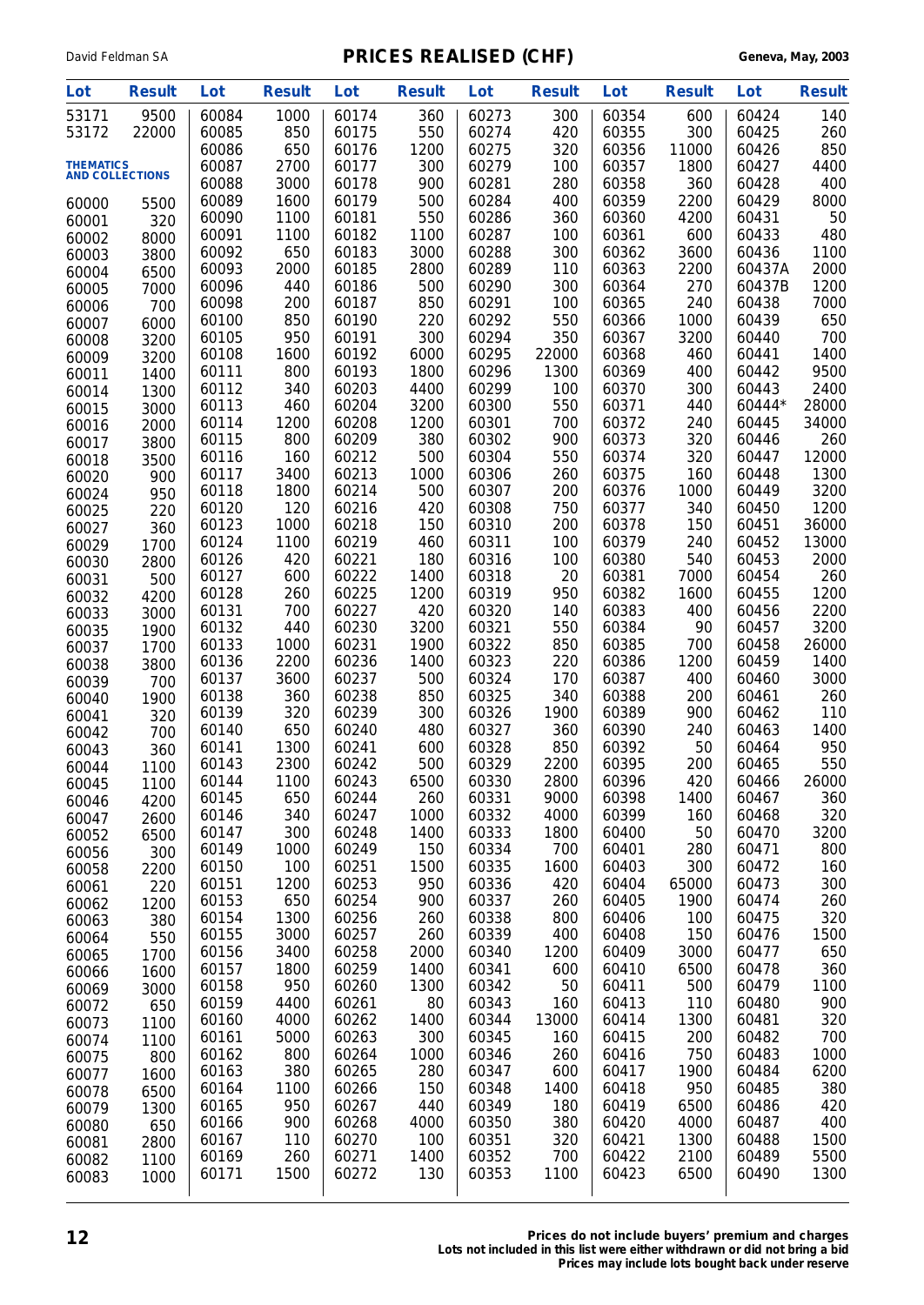# PRICES REALISED (CHF)

| Lot | Result | Lot | Result | Lot | Result | Lot | Result | Lot | Result | Lot | Result |
|---|---|---|---|---|---|---|---|---|---|---|---|
| 53171 | 9500 | 60084 | 1000 | 60174 | 360 | 60273 | 300 | 60354 | 600 | 60424 | 140 |
| 53172 | 22000 | 60085 | 850 | 60175 | 550 | 60274 | 420 | 60355 | 300 | 60425 | 260 |
| | | 60086 | 650 | 60176 | 1200 | 60275 | 320 | 60356 | 11000 | 60426 | 850 |
| **THEMATICS AND COLLECTIONS** | | 60087 | 2700 | 60177 | 300 | 60279 | 100 | 60357 | 1800 | 60427 | 4400 |
| | | 60088 | 3000 | 60178 | 900 | 60281 | 280 | 60358 | 360 | 60428 | 400 |
| 60000 | 5500 | 60089 | 1600 | 60179 | 500 | 60284 | 400 | 60359 | 2200 | 60429 | 8000 |
| 60001 | 320 | 60090 | 1100 | 60181 | 550 | 60286 | 360 | 60360 | 4200 | 60431 | 50 |
| 60002 | 8000 | 60091 | 1100 | 60182 | 1100 | 60287 | 100 | 60361 | 600 | 60433 | 480 |
| 60003 | 3800 | 60092 | 650 | 60183 | 3000 | 60288 | 300 | 60362 | 3600 | 60436 | 1100 |
| 60004 | 6500 | 60093 | 2000 | 60185 | 2800 | 60289 | 110 | 60363 | 2200 | 60437A | 2000 |
| 60005 | 7000 | 60096 | 440 | 60186 | 500 | 60290 | 300 | 60364 | 270 | 60437B | 1200 |
| 60006 | 700 | 60098 | 200 | 60187 | 850 | 60291 | 100 | 60365 | 240 | 60438 | 7000 |
| 60007 | 6000 | 60100 | 850 | 60190 | 220 | 60292 | 550 | 60366 | 1000 | 60439 | 650 |
| 60008 | 3200 | 60105 | 950 | 60191 | 300 | 60294 | 350 | 60367 | 3200 | 60440 | 700 |
| 60009 | 3200 | 60108 | 1600 | 60192 | 6000 | 60295 | 22000 | 60368 | 460 | 60441 | 1400 |
| 60011 | 1400 | 60111 | 800 | 60193 | 1800 | 60296 | 1300 | 60369 | 400 | 60442 | 9500 |
| 60014 | 1300 | 60112 | 340 | 60203 | 4400 | 60299 | 100 | 60370 | 300 | 60443 | 2400 |
| 60015 | 3000 | 60113 | 460 | 60204 | 3200 | 60300 | 550 | 60371 | 440 | 60444* | 28000 |
| 60016 | 2000 | 60114 | 1200 | 60208 | 1200 | 60301 | 700 | 60372 | 240 | 60445 | 34000 |
| 60017 | 3800 | 60115 | 800 | 60209 | 380 | 60302 | 900 | 60373 | 320 | 60446 | 260 |
| 60018 | 3500 | 60116 | 160 | 60212 | 500 | 60304 | 550 | 60374 | 320 | 60447 | 12000 |
| 60020 | 900 | 60117 | 3400 | 60213 | 1000 | 60306 | 260 | 60375 | 160 | 60448 | 1300 |
| 60024 | 950 | 60118 | 1800 | 60214 | 500 | 60307 | 200 | 60376 | 1000 | 60449 | 3200 |
| 60025 | 220 | 60120 | 120 | 60216 | 420 | 60308 | 750 | 60377 | 340 | 60450 | 1200 |
| 60027 | 360 | 60123 | 1000 | 60218 | 150 | 60310 | 200 | 60378 | 150 | 60451 | 36000 |
| 60029 | 1700 | 60124 | 1100 | 60219 | 460 | 60311 | 100 | 60379 | 240 | 60452 | 13000 |
| 60030 | 2800 | 60126 | 420 | 60221 | 180 | 60316 | 100 | 60380 | 540 | 60453 | 2000 |
| 60031 | 500 | 60127 | 600 | 60222 | 1400 | 60318 | 20 | 60381 | 7000 | 60454 | 260 |
| 60032 | 4200 | 60128 | 260 | 60225 | 1200 | 60319 | 950 | 60382 | 1600 | 60455 | 1200 |
| 60033 | 3000 | 60131 | 700 | 60227 | 420 | 60320 | 140 | 60383 | 400 | 60456 | 2200 |
| 60035 | 1900 | 60132 | 440 | 60230 | 3200 | 60321 | 550 | 60384 | 90 | 60457 | 3200 |
| 60037 | 1700 | 60133 | 1000 | 60231 | 1900 | 60322 | 850 | 60385 | 700 | 60458 | 26000 |
| 60038 | 3800 | 60136 | 2200 | 60236 | 1400 | 60323 | 220 | 60386 | 1200 | 60459 | 1400 |
| 60039 | 700 | 60137 | 3600 | 60237 | 500 | 60324 | 170 | 60387 | 400 | 60460 | 3000 |
| 60040 | 1900 | 60138 | 360 | 60238 | 850 | 60325 | 340 | 60388 | 200 | 60461 | 260 |
| 60041 | 320 | 60139 | 320 | 60239 | 300 | 60326 | 1900 | 60389 | 900 | 60462 | 110 |
| 60042 | 700 | 60140 | 650 | 60240 | 480 | 60327 | 360 | 60390 | 240 | 60463 | 1400 |
| 60043 | 360 | 60141 | 1300 | 60241 | 600 | 60328 | 850 | 60392 | 50 | 60464 | 950 |
| 60044 | 1100 | 60143 | 2300 | 60242 | 500 | 60329 | 2200 | 60395 | 200 | 60465 | 550 |
| 60045 | 1100 | 60144 | 1100 | 60243 | 6500 | 60330 | 2800 | 60396 | 420 | 60466 | 26000 |
| 60046 | 4200 | 60145 | 650 | 60244 | 260 | 60331 | 9000 | 60398 | 1400 | 60467 | 360 |
| 60047 | 2600 | 60146 | 340 | 60247 | 1000 | 60332 | 4000 | 60399 | 160 | 60468 | 320 |
| 60052 | 6500 | 60147 | 300 | 60248 | 1400 | 60333 | 1800 | 60400 | 50 | 60470 | 3200 |
| 60056 | 300 | 60149 | 1000 | 60249 | 150 | 60334 | 700 | 60401 | 280 | 60471 | 800 |
| 60058 | 2200 | 60150 | 100 | 60251 | 1500 | 60335 | 1600 | 60403 | 300 | 60472 | 160 |
| 60061 | 220 | 60151 | 1200 | 60253 | 950 | 60336 | 420 | 60404 | 65000 | 60473 | 300 |
| 60062 | 1200 | 60153 | 650 | 60254 | 900 | 60337 | 260 | 60405 | 1900 | 60474 | 260 |
| 60063 | 380 | 60154 | 1300 | 60256 | 260 | 60338 | 800 | 60406 | 100 | 60475 | 320 |
| 60064 | 550 | 60155 | 3000 | 60257 | 260 | 60339 | 400 | 60408 | 150 | 60476 | 1500 |
| 60065 | 1700 | 60156 | 3400 | 60258 | 2000 | 60340 | 1200 | 60409 | 3000 | 60477 | 650 |
| 60066 | 1600 | 60157 | 1800 | 60259 | 1400 | 60341 | 600 | 60410 | 6500 | 60478 | 360 |
| 60069 | 3000 | 60158 | 950 | 60260 | 1300 | 60342 | 50 | 60411 | 500 | 60479 | 1100 |
| 60072 | 650 | 60159 | 4400 | 60261 | 80 | 60343 | 160 | 60413 | 110 | 60480 | 900 |
| 60073 | 1100 | 60160 | 4000 | 60262 | 1400 | 60344 | 13000 | 60414 | 1300 | 60481 | 320 |
| 60074 | 1100 | 60161 | 5000 | 60263 | 300 | 60345 | 160 | 60415 | 200 | 60482 | 700 |
| 60075 | 800 | 60162 | 800 | 60264 | 1000 | 60346 | 260 | 60416 | 750 | 60483 | 1000 |
| 60077 | 1600 | 60163 | 380 | 60265 | 280 | 60347 | 600 | 60417 | 1900 | 60484 | 6200 |
| 60078 | 6500 | 60164 | 1100 | 60266 | 150 | 60348 | 1400 | 60418 | 950 | 60485 | 380 |
| 60079 | 1300 | 60165 | 950 | 60267 | 440 | 60349 | 180 | 60419 | 6500 | 60486 | 420 |
| 60080 | 650 | 60166 | 900 | 60268 | 4000 | 60350 | 380 | 60420 | 4000 | 60487 | 400 |
| 60081 | 2800 | 60167 | 110 | 60270 | 100 | 60351 | 320 | 60421 | 1300 | 60488 | 1500 |
| 60082 | 1100 | 60169 | 260 | 60271 | 1400 | 60352 | 700 | 60422 | 2100 | 60489 | 5500 |
| 60083 | 1000 | 60171 | 1500 | 60272 | 130 | 60353 | 1100 | 60423 | 6500 | 60490 | 1300 |

**Prices do not include buyers' premium and charges**
**Lots not included in this list were either withdrawn or did not bring a bid**
**Prices may include lots bought back under reserve**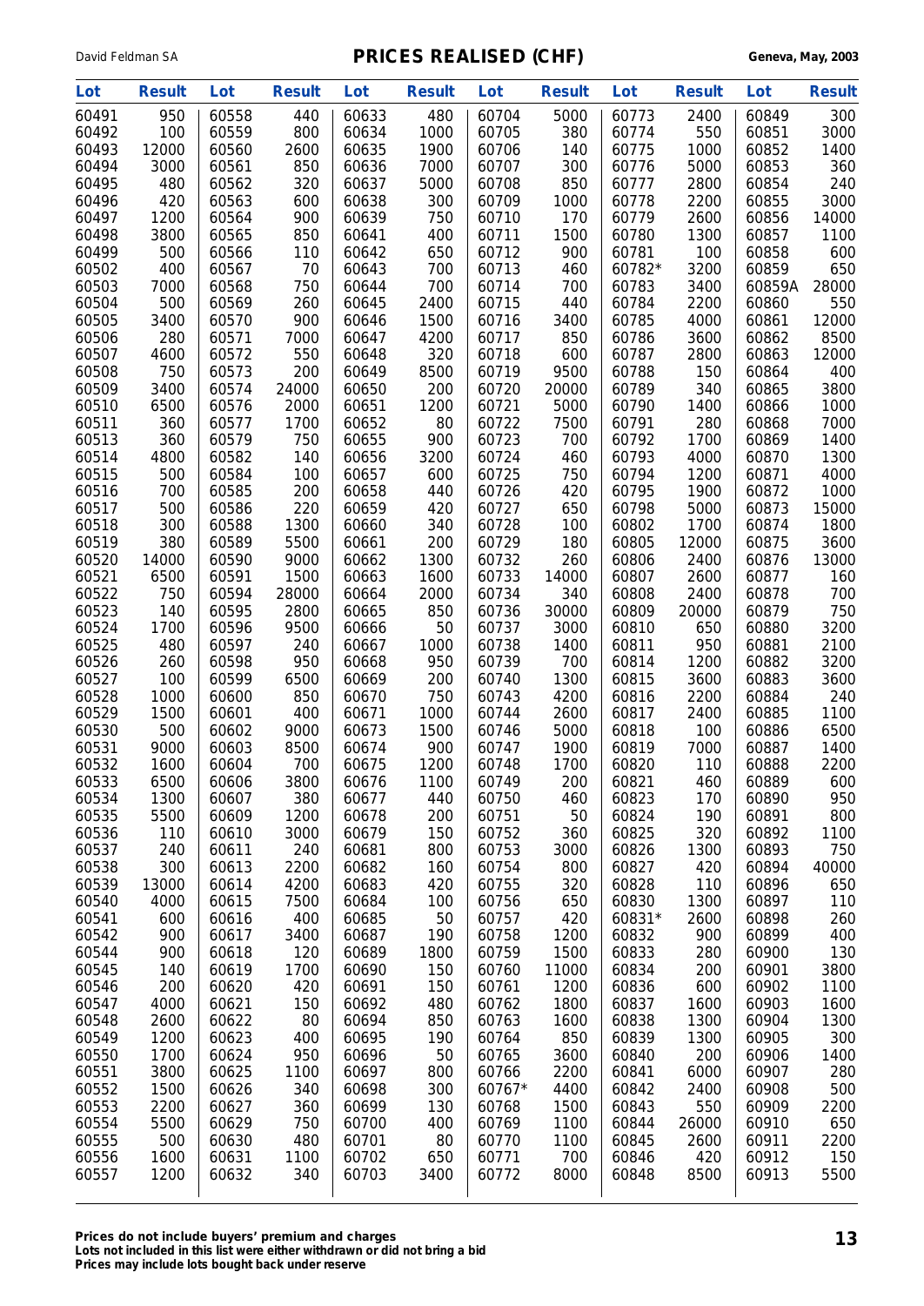| Lot | Result | Lot | Result | Lot | Result | Lot | Result | Lot | Result | Lot | Result |
|---|---|---|---|---|---|---|---|---|---|---|---|
| 60491 | 950 | 60558 | 440 | 60633 | 480 | 60704 | 5000 | 60773 | 2400 | 60849 | 300 |
| 60492 | 100 | 60559 | 800 | 60634 | 1000 | 60705 | 380 | 60774 | 550 | 60851 | 3000 |
| 60493 | 12000 | 60560 | 2600 | 60635 | 1900 | 60706 | 140 | 60775 | 1000 | 60852 | 1400 |
| 60494 | 3000 | 60561 | 850 | 60636 | 7000 | 60707 | 300 | 60776 | 5000 | 60853 | 360 |
| 60495 | 480 | 60562 | 320 | 60637 | 5000 | 60708 | 850 | 60777 | 2800 | 60854 | 240 |
| 60496 | 420 | 60563 | 600 | 60638 | 300 | 60709 | 1000 | 60778 | 2200 | 60855 | 3000 |
| 60497 | 1200 | 60564 | 900 | 60639 | 750 | 60710 | 170 | 60779 | 2600 | 60856 | 14000 |
| 60498 | 3800 | 60565 | 850 | 60641 | 400 | 60711 | 1500 | 60780 | 1300 | 60857 | 1100 |
| 60499 | 500 | 60566 | 110 | 60642 | 650 | 60712 | 900 | 60781 | 100 | 60858 | 600 |
| 60502 | 400 | 60567 | 70 | 60643 | 700 | 60713 | 460 | 60782* | 3200 | 60859 | 650 |
| 60503 | 7000 | 60568 | 750 | 60644 | 700 | 60714 | 700 | 60783 | 3400 | 60859A | 28000 |
| 60504 | 500 | 60569 | 260 | 60645 | 2400 | 60715 | 440 | 60784 | 2200 | 60860 | 550 |
| 60505 | 3400 | 60570 | 900 | 60646 | 1500 | 60716 | 3400 | 60785 | 4000 | 60861 | 12000 |
| 60506 | 280 | 60571 | 7000 | 60647 | 4200 | 60717 | 850 | 60786 | 3600 | 60862 | 8500 |
| 60507 | 4600 | 60572 | 550 | 60648 | 320 | 60718 | 600 | 60787 | 2800 | 60863 | 12000 |
| 60508 | 750 | 60573 | 200 | 60649 | 8500 | 60719 | 9500 | 60788 | 150 | 60864 | 400 |
| 60509 | 3400 | 60574 | 24000 | 60650 | 200 | 60720 | 20000 | 60789 | 340 | 60865 | 3800 |
| 60510 | 6500 | 60576 | 2000 | 60651 | 1200 | 60721 | 5000 | 60790 | 1400 | 60866 | 1000 |
| 60511 | 360 | 60577 | 1700 | 60652 | 80 | 60722 | 7500 | 60791 | 280 | 60868 | 7000 |
| 60513 | 360 | 60579 | 750 | 60655 | 900 | 60723 | 700 | 60792 | 1700 | 60869 | 1400 |
| 60514 | 4800 | 60582 | 140 | 60656 | 3200 | 60724 | 460 | 60793 | 4000 | 60870 | 1300 |
| 60515 | 500 | 60584 | 100 | 60657 | 600 | 60725 | 750 | 60794 | 1200 | 60871 | 4000 |
| 60516 | 700 | 60585 | 200 | 60658 | 440 | 60726 | 420 | 60795 | 1900 | 60872 | 1000 |
| 60517 | 500 | 60586 | 220 | 60659 | 420 | 60727 | 650 | 60798 | 5000 | 60873 | 15000 |
| 60518 | 300 | 60588 | 1300 | 60660 | 340 | 60728 | 100 | 60802 | 1700 | 60874 | 1800 |
| 60519 | 380 | 60589 | 5500 | 60661 | 200 | 60729 | 180 | 60805 | 12000 | 60875 | 3600 |
| 60520 | 14000 | 60590 | 9000 | 60662 | 1300 | 60732 | 260 | 60806 | 2400 | 60876 | 13000 |
| 60521 | 6500 | 60591 | 1500 | 60663 | 1600 | 60733 | 14000 | 60807 | 2600 | 60877 | 160 |
| 60522 | 750 | 60594 | 28000 | 60664 | 2000 | 60734 | 340 | 60808 | 2400 | 60878 | 700 |
| 60523 | 140 | 60595 | 2800 | 60665 | 850 | 60736 | 30000 | 60809 | 20000 | 60879 | 750 |
| 60524 | 1700 | 60596 | 9500 | 60666 | 50 | 60737 | 3000 | 60810 | 650 | 60880 | 3200 |
| 60525 | 480 | 60597 | 240 | 60667 | 1000 | 60738 | 1400 | 60811 | 950 | 60881 | 2100 |
| 60526 | 260 | 60598 | 950 | 60668 | 950 | 60739 | 700 | 60814 | 1200 | 60882 | 3200 |
| 60527 | 100 | 60599 | 6500 | 60669 | 200 | 60740 | 1300 | 60815 | 3600 | 60883 | 3600 |
| 60528 | 1000 | 60600 | 850 | 60670 | 750 | 60743 | 4200 | 60816 | 2200 | 60884 | 240 |
| 60529 | 1500 | 60601 | 400 | 60671 | 1000 | 60744 | 2600 | 60817 | 2400 | 60885 | 1100 |
| 60530 | 500 | 60602 | 9000 | 60673 | 1500 | 60746 | 5000 | 60818 | 100 | 60886 | 6500 |
| 60531 | 9000 | 60603 | 8500 | 60674 | 900 | 60747 | 1900 | 60819 | 7000 | 60887 | 1400 |
| 60532 | 1600 | 60604 | 700 | 60675 | 1200 | 60748 | 1700 | 60820 | 110 | 60888 | 2200 |
| 60533 | 6500 | 60606 | 3800 | 60676 | 1100 | 60749 | 200 | 60821 | 460 | 60889 | 600 |
| 60534 | 1300 | 60607 | 380 | 60677 | 440 | 60750 | 460 | 60823 | 170 | 60890 | 950 |
| 60535 | 5500 | 60609 | 1200 | 60678 | 200 | 60751 | 50 | 60824 | 190 | 60891 | 800 |
| 60536 | 110 | 60610 | 3000 | 60679 | 150 | 60752 | 360 | 60825 | 320 | 60892 | 1100 |
| 60537 | 240 | 60611 | 240 | 60681 | 800 | 60753 | 3000 | 60826 | 1300 | 60893 | 750 |
| 60538 | 300 | 60613 | 2200 | 60682 | 160 | 60754 | 800 | 60827 | 420 | 60894 | 40000 |
| 60539 | 13000 | 60614 | 4200 | 60683 | 420 | 60755 | 320 | 60828 | 110 | 60896 | 650 |
| 60540 | 4000 | 60615 | 7500 | 60684 | 100 | 60756 | 650 | 60830 | 1300 | 60897 | 110 |
| 60541 | 600 | 60616 | 400 | 60685 | 50 | 60757 | 420 | 60831* | 2600 | 60898 | 260 |
| 60542 | 900 | 60617 | 3400 | 60687 | 190 | 60758 | 1200 | 60832 | 900 | 60899 | 400 |
| 60544 | 900 | 60618 | 120 | 60689 | 1800 | 60759 | 1500 | 60833 | 280 | 60900 | 130 |
| 60545 | 140 | 60619 | 1700 | 60690 | 150 | 60760 | 11000 | 60834 | 200 | 60901 | 3800 |
| 60546 | 200 | 60620 | 420 | 60691 | 150 | 60761 | 1200 | 60836 | 600 | 60902 | 1100 |
| 60547 | 4000 | 60621 | 150 | 60692 | 480 | 60762 | 1800 | 60837 | 1600 | 60903 | 1600 |
| 60548 | 2600 | 60622 | 80 | 60694 | 850 | 60763 | 1600 | 60838 | 1300 | 60904 | 1300 |
| 60549 | 1200 | 60623 | 400 | 60695 | 190 | 60764 | 850 | 60839 | 1300 | 60905 | 300 |
| 60550 | 1700 | 60624 | 950 | 60696 | 50 | 60765 | 3600 | 60840 | 200 | 60906 | 1400 |
| 60551 | 3800 | 60625 | 1100 | 60697 | 800 | 60766 | 2200 | 60841 | 6000 | 60907 | 280 |
| 60552 | 1500 | 60626 | 340 | 60698 | 300 | 60767* | 4400 | 60842 | 2400 | 60908 | 500 |
| 60553 | 2200 | 60627 | 360 | 60699 | 130 | 60768 | 1500 | 60843 | 550 | 60909 | 2200 |
| 60554 | 5500 | 60629 | 750 | 60700 | 400 | 60769 | 1100 | 60844 | 26000 | 60910 | 650 |
| 60555 | 500 | 60630 | 480 | 60701 | 80 | 60770 | 1100 | 60845 | 2600 | 60911 | 2200 |
| 60556 | 1600 | 60631 | 1100 | 60702 | 650 | 60771 | 700 | 60846 | 420 | 60912 | 150 |
| 60557 | 1200 | 60632 | 340 | 60703 | 3400 | 60772 | 8000 | 60848 | 8500 | 60913 | 5500 |

**Prices do not include buyers' premium and charges**
**Lots not included in this list were either withdrawn or did not bring a bid**
**Prices may include lots bought back under reserve**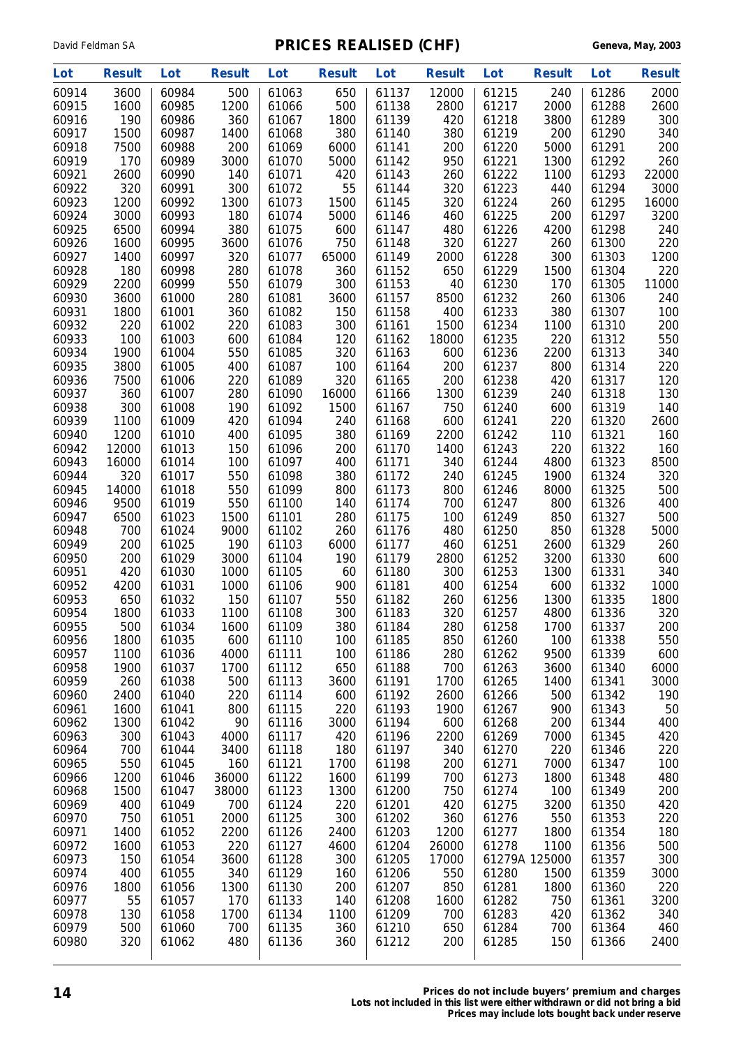# PRICES REALISED (CHF)

David Feldman SA — Geneva, May, 2003

| Lot | Result | Lot | Result | Lot | Result | Lot | Result | Lot | Result | Lot | Result |
|---|---|---|---|---|---|---|---|---|---|---|---|
| 60914 | 3600 | 60984 | 500 | 61063 | 650 | 61137 | 12000 | 61215 | 240 | 61286 | 2000 |
| 60915 | 1600 | 60985 | 1200 | 61066 | 500 | 61138 | 2800 | 61217 | 2000 | 61288 | 2600 |
| 60916 | 190 | 60986 | 360 | 61067 | 1800 | 61139 | 420 | 61218 | 3800 | 61289 | 300 |
| 60917 | 1500 | 60987 | 1400 | 61068 | 380 | 61140 | 380 | 61219 | 200 | 61290 | 340 |
| 60918 | 7500 | 60988 | 200 | 61069 | 6000 | 61141 | 200 | 61220 | 5000 | 61291 | 200 |
| 60919 | 170 | 60989 | 3000 | 61070 | 5000 | 61142 | 950 | 61221 | 1300 | 61292 | 260 |
| 60921 | 2600 | 60990 | 140 | 61071 | 420 | 61143 | 260 | 61222 | 1100 | 61293 | 22000 |
| 60922 | 320 | 60991 | 300 | 61072 | 55 | 61144 | 320 | 61223 | 440 | 61294 | 3000 |
| 60923 | 1200 | 60992 | 1300 | 61073 | 1500 | 61145 | 320 | 61224 | 260 | 61295 | 16000 |
| 60924 | 3000 | 60993 | 180 | 61074 | 5000 | 61146 | 460 | 61225 | 200 | 61297 | 3200 |
| 60925 | 6500 | 60994 | 380 | 61075 | 600 | 61147 | 480 | 61226 | 4200 | 61298 | 240 |
| 60926 | 1600 | 60995 | 3600 | 61076 | 750 | 61148 | 320 | 61227 | 260 | 61300 | 220 |
| 60927 | 1400 | 60997 | 320 | 61077 | 65000 | 61149 | 2000 | 61228 | 300 | 61303 | 1200 |
| 60928 | 180 | 60998 | 280 | 61078 | 360 | 61152 | 650 | 61229 | 1500 | 61304 | 220 |
| 60929 | 2200 | 60999 | 550 | 61079 | 300 | 61153 | 40 | 61230 | 170 | 61305 | 11000 |
| 60930 | 3600 | 61000 | 280 | 61081 | 3600 | 61157 | 8500 | 61232 | 260 | 61306 | 240 |
| 60931 | 1800 | 61001 | 360 | 61082 | 150 | 61158 | 400 | 61233 | 380 | 61307 | 100 |
| 60932 | 220 | 61002 | 220 | 61083 | 300 | 61161 | 1500 | 61234 | 1100 | 61310 | 200 |
| 60933 | 100 | 61003 | 600 | 61084 | 120 | 61162 | 18000 | 61235 | 220 | 61312 | 550 |
| 60934 | 1900 | 61004 | 550 | 61085 | 320 | 61163 | 600 | 61236 | 2200 | 61313 | 340 |
| 60935 | 3800 | 61005 | 400 | 61087 | 100 | 61164 | 200 | 61237 | 800 | 61314 | 220 |
| 60936 | 7500 | 61006 | 220 | 61089 | 320 | 61165 | 200 | 61238 | 420 | 61317 | 120 |
| 60937 | 360 | 61007 | 280 | 61090 | 16000 | 61166 | 1300 | 61239 | 240 | 61318 | 130 |
| 60938 | 300 | 61008 | 190 | 61092 | 1500 | 61167 | 750 | 61240 | 600 | 61319 | 140 |
| 60939 | 1100 | 61009 | 420 | 61094 | 240 | 61168 | 600 | 61241 | 220 | 61320 | 2600 |
| 60940 | 1200 | 61010 | 400 | 61095 | 380 | 61169 | 2200 | 61242 | 110 | 61321 | 160 |
| 60942 | 12000 | 61013 | 150 | 61096 | 200 | 61170 | 1400 | 61243 | 220 | 61322 | 160 |
| 60943 | 16000 | 61014 | 100 | 61097 | 400 | 61171 | 340 | 61244 | 4800 | 61323 | 8500 |
| 60944 | 320 | 61017 | 550 | 61098 | 380 | 61172 | 240 | 61245 | 1900 | 61324 | 320 |
| 60945 | 14000 | 61018 | 550 | 61099 | 800 | 61173 | 800 | 61246 | 8000 | 61325 | 500 |
| 60946 | 9500 | 61019 | 550 | 61100 | 140 | 61174 | 700 | 61247 | 800 | 61326 | 400 |
| 60947 | 6500 | 61023 | 1500 | 61101 | 280 | 61175 | 100 | 61249 | 850 | 61327 | 500 |
| 60948 | 700 | 61024 | 9000 | 61102 | 260 | 61176 | 480 | 61250 | 850 | 61328 | 5000 |
| 60949 | 200 | 61025 | 190 | 61103 | 6000 | 61177 | 460 | 61251 | 2600 | 61329 | 260 |
| 60950 | 200 | 61029 | 3000 | 61104 | 190 | 61179 | 2800 | 61252 | 3200 | 61330 | 600 |
| 60951 | 420 | 61030 | 1000 | 61105 | 60 | 61180 | 300 | 61253 | 1300 | 61331 | 340 |
| 60952 | 4200 | 61031 | 1000 | 61106 | 900 | 61181 | 400 | 61254 | 600 | 61332 | 1000 |
| 60953 | 650 | 61032 | 150 | 61107 | 550 | 61182 | 260 | 61256 | 1300 | 61335 | 1800 |
| 60954 | 1800 | 61033 | 1100 | 61108 | 300 | 61183 | 320 | 61257 | 4800 | 61336 | 320 |
| 60955 | 500 | 61034 | 1600 | 61109 | 380 | 61184 | 280 | 61258 | 1700 | 61337 | 200 |
| 60956 | 1800 | 61035 | 600 | 61110 | 100 | 61185 | 850 | 61260 | 100 | 61338 | 550 |
| 60957 | 1100 | 61036 | 4000 | 61111 | 100 | 61186 | 280 | 61262 | 9500 | 61339 | 600 |
| 60958 | 1900 | 61037 | 1700 | 61112 | 650 | 61188 | 700 | 61263 | 3600 | 61340 | 6000 |
| 60959 | 260 | 61038 | 500 | 61113 | 3600 | 61191 | 1700 | 61265 | 1400 | 61341 | 3000 |
| 60960 | 2400 | 61040 | 220 | 61114 | 600 | 61192 | 2600 | 61266 | 500 | 61342 | 190 |
| 60961 | 1600 | 61041 | 800 | 61115 | 220 | 61193 | 1900 | 61267 | 900 | 61343 | 50 |
| 60962 | 1300 | 61042 | 90 | 61116 | 3000 | 61194 | 600 | 61268 | 200 | 61344 | 400 |
| 60963 | 300 | 61043 | 4000 | 61117 | 420 | 61196 | 2200 | 61269 | 7000 | 61345 | 420 |
| 60964 | 700 | 61044 | 3400 | 61118 | 180 | 61197 | 340 | 61270 | 220 | 61346 | 220 |
| 60965 | 550 | 61045 | 160 | 61121 | 1700 | 61198 | 200 | 61271 | 7000 | 61347 | 100 |
| 60966 | 1200 | 61046 | 36000 | 61122 | 1600 | 61199 | 700 | 61273 | 1800 | 61348 | 480 |
| 60968 | 1500 | 61047 | 38000 | 61123 | 1300 | 61200 | 750 | 61274 | 100 | 61349 | 200 |
| 60969 | 400 | 61049 | 700 | 61124 | 220 | 61201 | 420 | 61275 | 3200 | 61350 | 420 |
| 60970 | 750 | 61051 | 2000 | 61125 | 300 | 61202 | 360 | 61276 | 550 | 61353 | 220 |
| 60971 | 1400 | 61052 | 2200 | 61126 | 2400 | 61203 | 1200 | 61277 | 1800 | 61354 | 180 |
| 60972 | 1600 | 61053 | 220 | 61127 | 4600 | 61204 | 26000 | 61278 | 1100 | 61356 | 500 |
| 60973 | 150 | 61054 | 3600 | 61128 | 300 | 61205 | 17000 | 61279A | 125000 | 61357 | 300 |
| 60974 | 400 | 61055 | 340 | 61129 | 160 | 61206 | 550 | 61280 | 1500 | 61359 | 3000 |
| 60976 | 1800 | 61056 | 1300 | 61130 | 200 | 61207 | 850 | 61281 | 1800 | 61360 | 220 |
| 60977 | 55 | 61057 | 170 | 61133 | 140 | 61208 | 1600 | 61282 | 750 | 61361 | 3200 |
| 60978 | 130 | 61058 | 1700 | 61134 | 1100 | 61209 | 700 | 61283 | 420 | 61362 | 340 |
| 60979 | 500 | 61060 | 700 | 61135 | 360 | 61210 | 650 | 61284 | 700 | 61364 | 460 |
| 60980 | 320 | 61062 | 480 | 61136 | 360 | 61212 | 200 | 61285 | 150 | 61366 | 2400 |

**Prices do not include buyers' premium and charges**
**Lots not included in this list were either withdrawn or did not bring a bid**
**Prices may include lots bought back under reserve**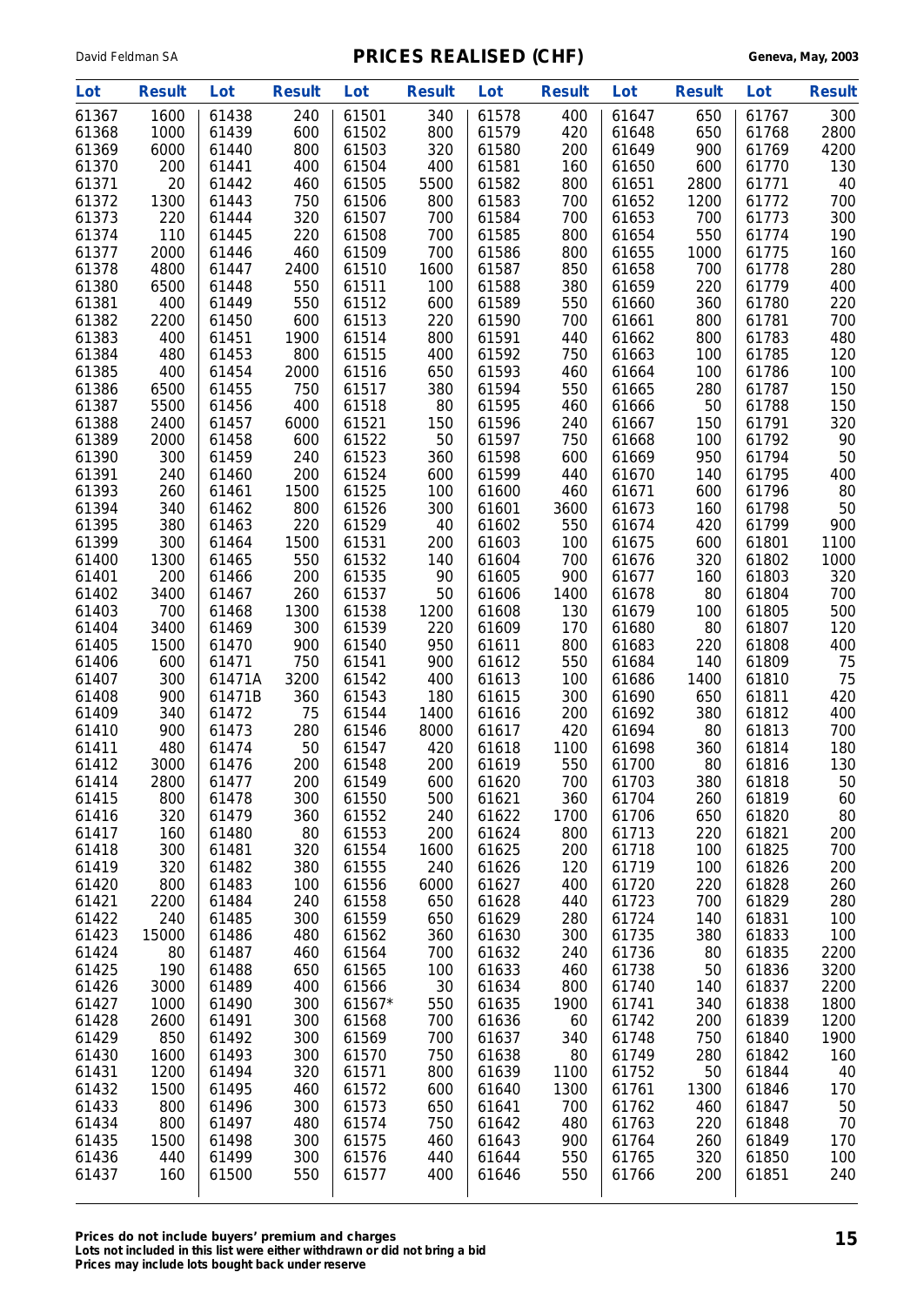**PRICES REALISED (CHF)**

| Lot | Result | Lot | Result | Lot | Result | Lot | Result | Lot | Result | Lot | Result |
|---|---|---|---|---|---|---|---|---|---|---|---|
| 61367 | 1600 | 61438 | 240 | 61501 | 340 | 61578 | 400 | 61647 | 650 | 61767 | 300 |
| 61368 | 1000 | 61439 | 600 | 61502 | 800 | 61579 | 420 | 61648 | 650 | 61768 | 2800 |
| 61369 | 6000 | 61440 | 800 | 61503 | 320 | 61580 | 200 | 61649 | 900 | 61769 | 4200 |
| 61370 | 200 | 61441 | 400 | 61504 | 400 | 61581 | 160 | 61650 | 600 | 61770 | 130 |
| 61371 | 20 | 61442 | 460 | 61505 | 5500 | 61582 | 800 | 61651 | 2800 | 61771 | 40 |
| 61372 | 1300 | 61443 | 750 | 61506 | 800 | 61583 | 700 | 61652 | 1200 | 61772 | 700 |
| 61373 | 220 | 61444 | 320 | 61507 | 700 | 61584 | 700 | 61653 | 700 | 61773 | 300 |
| 61374 | 110 | 61445 | 220 | 61508 | 700 | 61585 | 800 | 61654 | 550 | 61774 | 190 |
| 61377 | 2000 | 61446 | 460 | 61509 | 700 | 61586 | 800 | 61655 | 1000 | 61775 | 160 |
| 61378 | 4800 | 61447 | 2400 | 61510 | 1600 | 61587 | 850 | 61658 | 700 | 61778 | 280 |
| 61380 | 6500 | 61448 | 550 | 61511 | 100 | 61588 | 380 | 61659 | 220 | 61779 | 400 |
| 61381 | 400 | 61449 | 550 | 61512 | 600 | 61589 | 550 | 61660 | 360 | 61780 | 220 |
| 61382 | 2200 | 61450 | 600 | 61513 | 220 | 61590 | 700 | 61661 | 800 | 61781 | 700 |
| 61383 | 400 | 61451 | 1900 | 61514 | 800 | 61591 | 440 | 61662 | 800 | 61783 | 480 |
| 61384 | 480 | 61453 | 800 | 61515 | 400 | 61592 | 750 | 61663 | 100 | 61785 | 120 |
| 61385 | 400 | 61454 | 2000 | 61516 | 650 | 61593 | 460 | 61664 | 100 | 61786 | 100 |
| 61386 | 6500 | 61455 | 750 | 61517 | 380 | 61594 | 550 | 61665 | 280 | 61787 | 150 |
| 61387 | 5500 | 61456 | 400 | 61518 | 80 | 61595 | 460 | 61666 | 50 | 61788 | 150 |
| 61388 | 2400 | 61457 | 6000 | 61521 | 150 | 61596 | 240 | 61667 | 150 | 61791 | 320 |
| 61389 | 2000 | 61458 | 600 | 61522 | 50 | 61597 | 750 | 61668 | 100 | 61792 | 90 |
| 61390 | 300 | 61459 | 240 | 61523 | 360 | 61598 | 600 | 61669 | 950 | 61794 | 50 |
| 61391 | 240 | 61460 | 200 | 61524 | 600 | 61599 | 440 | 61670 | 140 | 61795 | 400 |
| 61393 | 260 | 61461 | 1500 | 61525 | 100 | 61600 | 460 | 61671 | 600 | 61796 | 80 |
| 61394 | 340 | 61462 | 800 | 61526 | 300 | 61601 | 3600 | 61673 | 160 | 61798 | 50 |
| 61395 | 380 | 61463 | 220 | 61529 | 40 | 61602 | 550 | 61674 | 420 | 61799 | 900 |
| 61399 | 300 | 61464 | 1500 | 61531 | 200 | 61603 | 100 | 61675 | 600 | 61801 | 1100 |
| 61400 | 1300 | 61465 | 550 | 61532 | 140 | 61604 | 700 | 61676 | 320 | 61802 | 1000 |
| 61401 | 200 | 61466 | 200 | 61535 | 90 | 61605 | 900 | 61677 | 160 | 61803 | 320 |
| 61402 | 3400 | 61467 | 260 | 61537 | 50 | 61606 | 1400 | 61678 | 80 | 61804 | 700 |
| 61403 | 700 | 61468 | 1300 | 61538 | 1200 | 61608 | 130 | 61679 | 100 | 61805 | 500 |
| 61404 | 3400 | 61469 | 300 | 61539 | 220 | 61609 | 170 | 61680 | 80 | 61807 | 120 |
| 61405 | 1500 | 61470 | 900 | 61540 | 950 | 61611 | 800 | 61683 | 220 | 61808 | 400 |
| 61406 | 600 | 61471 | 750 | 61541 | 900 | 61612 | 550 | 61684 | 140 | 61809 | 75 |
| 61407 | 300 | 61471A | 3200 | 61542 | 400 | 61613 | 100 | 61686 | 1400 | 61810 | 75 |
| 61408 | 900 | 61471B | 360 | 61543 | 180 | 61615 | 300 | 61690 | 650 | 61811 | 420 |
| 61409 | 340 | 61472 | 75 | 61544 | 1400 | 61616 | 200 | 61692 | 380 | 61812 | 400 |
| 61410 | 900 | 61473 | 280 | 61546 | 8000 | 61617 | 420 | 61694 | 80 | 61813 | 700 |
| 61411 | 480 | 61474 | 50 | 61547 | 420 | 61618 | 1100 | 61698 | 360 | 61814 | 180 |
| 61412 | 3000 | 61476 | 200 | 61548 | 200 | 61619 | 550 | 61700 | 80 | 61816 | 130 |
| 61414 | 2800 | 61477 | 200 | 61549 | 600 | 61620 | 700 | 61703 | 380 | 61818 | 50 |
| 61415 | 800 | 61478 | 300 | 61550 | 500 | 61621 | 360 | 61704 | 260 | 61819 | 60 |
| 61416 | 320 | 61479 | 360 | 61552 | 240 | 61622 | 1700 | 61706 | 650 | 61820 | 80 |
| 61417 | 160 | 61480 | 80 | 61553 | 200 | 61624 | 800 | 61713 | 220 | 61821 | 200 |
| 61418 | 300 | 61481 | 320 | 61554 | 1600 | 61625 | 200 | 61718 | 100 | 61825 | 700 |
| 61419 | 320 | 61482 | 380 | 61555 | 240 | 61626 | 120 | 61719 | 100 | 61826 | 200 |
| 61420 | 800 | 61483 | 100 | 61556 | 6000 | 61627 | 400 | 61720 | 220 | 61828 | 260 |
| 61421 | 2200 | 61484 | 240 | 61558 | 650 | 61628 | 440 | 61723 | 700 | 61829 | 280 |
| 61422 | 240 | 61485 | 300 | 61559 | 650 | 61629 | 280 | 61724 | 140 | 61831 | 100 |
| 61423 | 15000 | 61486 | 480 | 61562 | 360 | 61630 | 300 | 61735 | 380 | 61833 | 100 |
| 61424 | 80 | 61487 | 460 | 61564 | 700 | 61632 | 240 | 61736 | 80 | 61835 | 2200 |
| 61425 | 190 | 61488 | 650 | 61565 | 100 | 61633 | 460 | 61738 | 50 | 61836 | 3200 |
| 61426 | 3000 | 61489 | 400 | 61566 | 30 | 61634 | 800 | 61740 | 140 | 61837 | 2200 |
| 61427 | 1000 | 61490 | 300 | 61567* | 550 | 61635 | 1900 | 61741 | 340 | 61838 | 1800 |
| 61428 | 2600 | 61491 | 300 | 61568 | 700 | 61636 | 60 | 61742 | 200 | 61839 | 1200 |
| 61429 | 850 | 61492 | 300 | 61569 | 700 | 61637 | 340 | 61748 | 750 | 61840 | 1900 |
| 61430 | 1600 | 61493 | 300 | 61570 | 750 | 61638 | 80 | 61749 | 280 | 61842 | 160 |
| 61431 | 1200 | 61494 | 320 | 61571 | 800 | 61639 | 1100 | 61752 | 50 | 61844 | 40 |
| 61432 | 1500 | 61495 | 460 | 61572 | 600 | 61640 | 1300 | 61761 | 1300 | 61846 | 170 |
| 61433 | 800 | 61496 | 300 | 61573 | 650 | 61641 | 700 | 61762 | 460 | 61847 | 50 |
| 61434 | 800 | 61497 | 480 | 61574 | 750 | 61642 | 480 | 61763 | 220 | 61848 | 70 |
| 61435 | 1500 | 61498 | 300 | 61575 | 460 | 61643 | 900 | 61764 | 260 | 61849 | 170 |
| 61436 | 440 | 61499 | 300 | 61576 | 440 | 61644 | 550 | 61765 | 320 | 61850 | 100 |
| 61437 | 160 | 61500 | 550 | 61577 | 400 | 61646 | 550 | 61766 | 200 | 61851 | 240 |

**Prices do not include buyers' premium and charges**
**Lots not included in this list were either withdrawn or did not bring a bid**
**Prices may include lots bought back under reserve**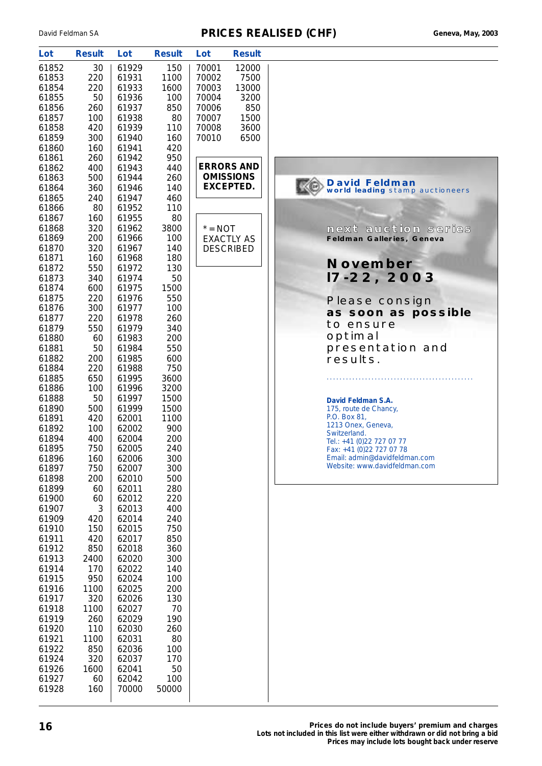## PRICES REALISED (CHF)

David Feldman SA — Geneva, May, 2003

| Lot | Result | Lot | Result | Lot | Result |
|---|---|---|---|---|---|
| 61852 | 30 | 61929 | 150 | 70001 | 12000 |
| 61853 | 220 | 61931 | 1100 | 70002 | 7500 |
| 61854 | 220 | 61933 | 1600 | 70003 | 13000 |
| 61855 | 50 | 61936 | 100 | 70004 | 3200 |
| 61856 | 260 | 61937 | 850 | 70006 | 850 |
| 61857 | 100 | 61938 | 80 | 70007 | 1500 |
| 61858 | 420 | 61939 | 110 | 70008 | 3600 |
| 61859 | 300 | 61940 | 160 | 70010 | 6500 |
| 61860 | 160 | 61941 | 420 | | |
| 61861 | 260 | 61942 | 950 | | |
| 61862 | 400 | 61943 | 440 | | |
| 61863 | 500 | 61944 | 260 | | |
| 61864 | 360 | 61946 | 140 | | |
| 61865 | 240 | 61947 | 460 | | |
| 61866 | 80 | 61952 | 110 | | |
| 61867 | 160 | 61955 | 80 | | |
| 61868 | 320 | 61962 | 3800 | | |
| 61869 | 200 | 61966 | 100 | | |
| 61870 | 320 | 61967 | 140 | | |
| 61871 | 160 | 61968 | 180 | | |
| 61872 | 550 | 61972 | 130 | | |
| 61873 | 340 | 61974 | 50 | | |
| 61874 | 600 | 61975 | 1500 | | |
| 61875 | 220 | 61976 | 550 | | |
| 61876 | 300 | 61977 | 100 | | |
| 61877 | 220 | 61978 | 260 | | |
| 61879 | 550 | 61979 | 340 | | |
| 61880 | 60 | 61983 | 200 | | |
| 61881 | 50 | 61984 | 550 | | |
| 61882 | 200 | 61985 | 600 | | |
| 61884 | 220 | 61988 | 750 | | |
| 61885 | 650 | 61995 | 3600 | | |
| 61886 | 100 | 61996 | 3200 | | |
| 61888 | 50 | 61997 | 1500 | | |
| 61890 | 500 | 61999 | 1500 | | |
| 61891 | 420 | 62001 | 1100 | | |
| 61892 | 100 | 62002 | 900 | | |
| 61894 | 400 | 62004 | 200 | | |
| 61895 | 750 | 62005 | 240 | | |
| 61896 | 160 | 62006 | 300 | | |
| 61897 | 750 | 62007 | 300 | | |
| 61898 | 200 | 62010 | 500 | | |
| 61899 | 60 | 62011 | 280 | | |
| 61900 | 60 | 62012 | 220 | | |
| 61907 | 3 | 62013 | 400 | | |
| 61909 | 420 | 62014 | 240 | | |
| 61910 | 150 | 62015 | 750 | | |
| 61911 | 420 | 62017 | 850 | | |
| 61912 | 850 | 62018 | 360 | | |
| 61913 | 2400 | 62020 | 300 | | |
| 61914 | 170 | 62022 | 140 | | |
| 61915 | 950 | 62024 | 100 | | |
| 61916 | 1100 | 62025 | 200 | | |
| 61917 | 320 | 62026 | 130 | | |
| 61918 | 1100 | 62027 | 70 | | |
| 61919 | 260 | 62029 | 190 | | |
| 61920 | 110 | 62030 | 260 | | |
| 61921 | 1100 | 62031 | 80 | | |
| 61922 | 850 | 62036 | 100 | | |
| 61924 | 320 | 62037 | 170 | | |
| 61926 | 1600 | 62041 | 50 | | |
| 61927 | 60 | 62042 | 100 | | |
| 61928 | 160 | 70000 | 50000 | | |

**ERRORS AND OMISSIONS EXCEPTED.**

* = NOT EXACTLY AS DESCRIBED

**David Feldman**
world leading stamp auctioneers

next auction series
**Feldman Galleries, Geneva**

**November 17-22, 2003**

Please consign **as soon as possible** to ensure optimal presentation and results.

**David Feldman S.A.**
175, route de Chancy,
P.O. Box 81,
1213 Onex, Geneva,
Switzerland.
Tel.: +41 (0)22 727 07 77
Fax: +41 (0)22 727 07 78
Email: admin@davidfeldman.com
Website: www.davidfeldman.com

**Prices do not include buyers' premium and charges**
**Lots not included in this list were either withdrawn or did not bring a bid**
**Prices may include lots bought back under reserve**